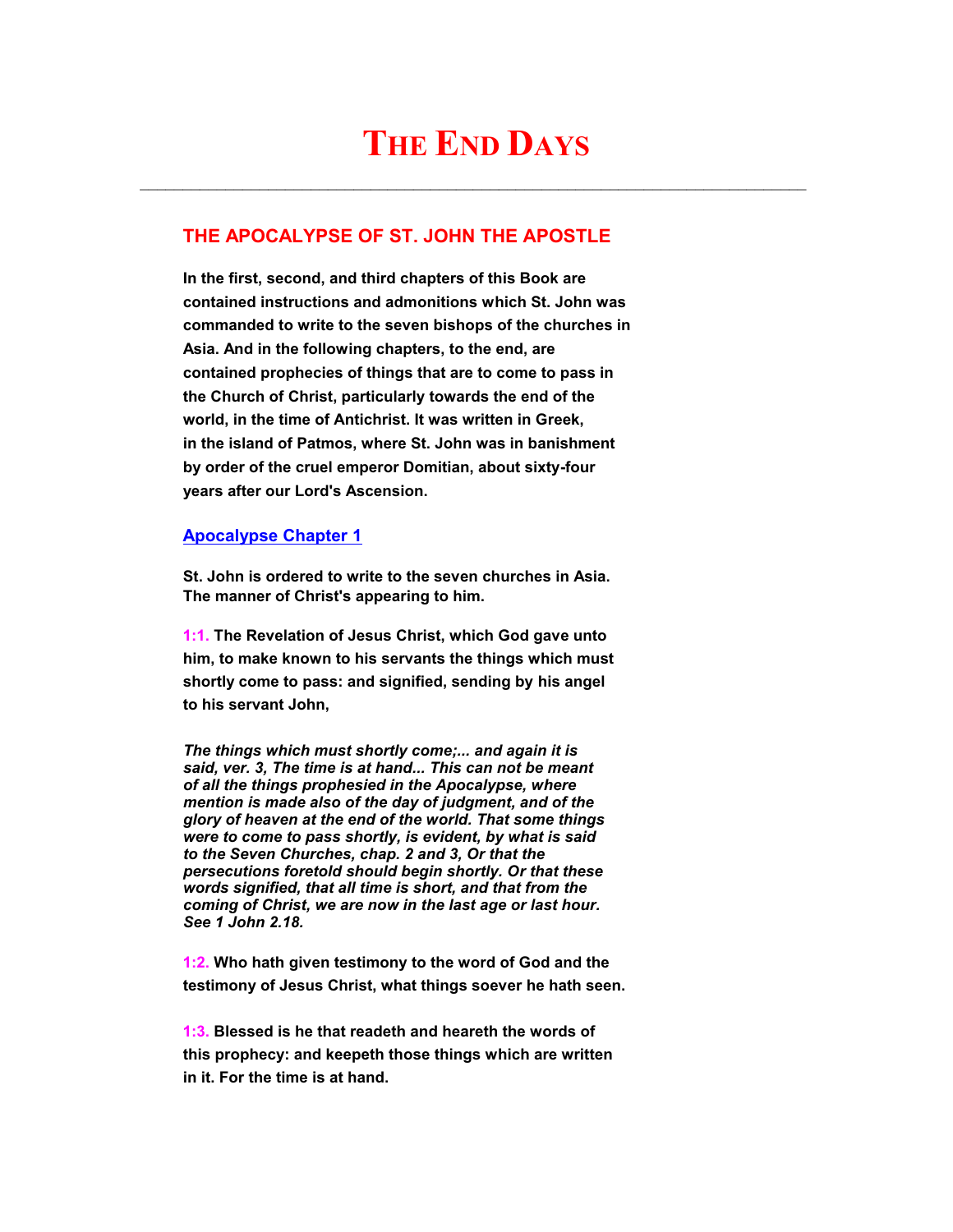# The End Days

---

## THE APOCALYPSE OF ST. JOHN THE APOSTLE

**In the first, second, and third chapters of this Book are contained instructions and admonitions which St. John was commanded to write to the seven bishops of the churches in Asia. And in the following chapters, to the end, are contained prophecies of things that are to come to pass in the Church of Christ, particularly towards the end of the world, in the time of Antichrist. It was written in Greek, in the island of Patmos, where St. John was in banishment by order of the cruel emperor Domitian, about sixty-four years after our Lord's Ascension.**

### Apocalypse Chapter 1

**St. John is ordered to write to the seven churches in Asia. The manner of Christ's appearing to him.**

**1:1. The Revelation of Jesus Christ, which God gave unto him, to make known to his servants the things which must shortly come to pass: and signified, sending by his angel to his servant John,**

***The things which must shortly come;... and again it is said, ver. 3, The time is at hand... This can not be meant of all the things prophesied in the Apocalypse, where mention is made also of the day of judgment, and of the glory of heaven at the end of the world. That some things were to come to pass shortly, is evident, by what is said to the Seven Churches, chap. 2 and 3, Or that the persecutions foretold should begin shortly. Or that these words signified, that all time is short, and that from the coming of Christ, we are now in the last age or last hour. See 1 John 2.18.***

**1:2. Who hath given testimony to the word of God and the testimony of Jesus Christ, what things soever he hath seen.**

**1:3. Blessed is he that readeth and heareth the words of this prophecy: and keepeth those things which are written in it. For the time is at hand.**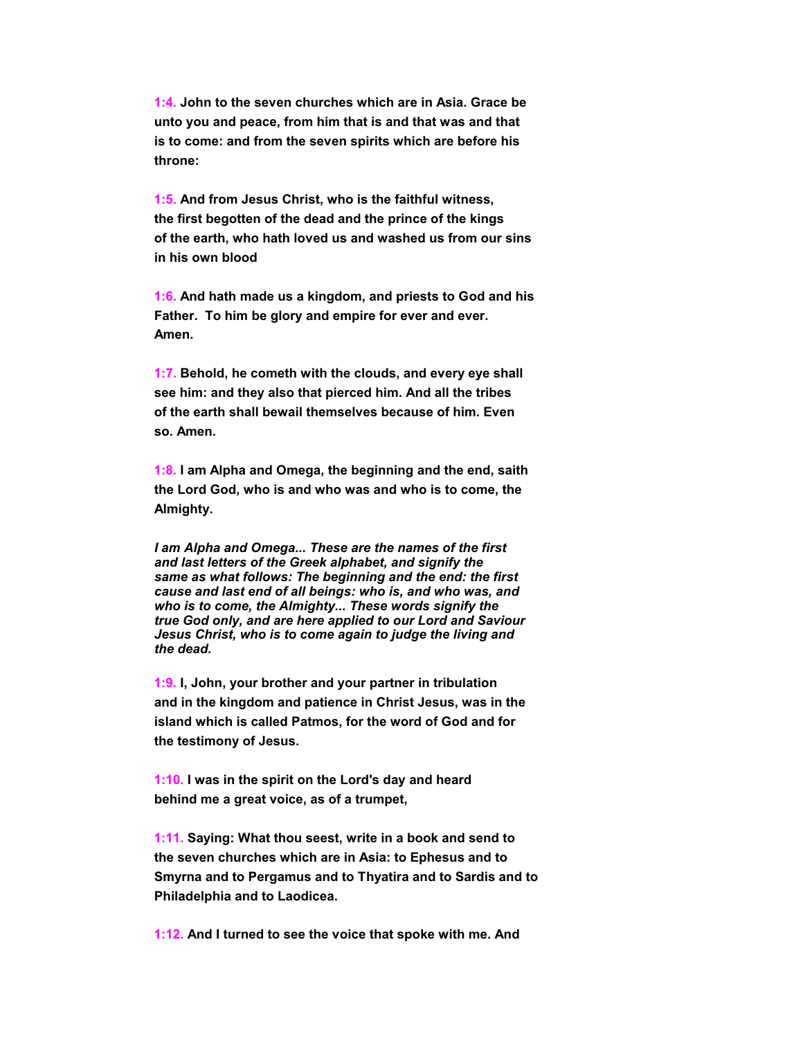**1:4.** **John to the seven churches which are in Asia. Grace be unto you and peace, from him that is and that was and that is to come: and from the seven spirits which are before his throne:**

**1:5.** **And from Jesus Christ, who is the faithful witness, the first begotten of the dead and the prince of the kings of the earth, who hath loved us and washed us from our sins in his own blood**

**1:6.** **And hath made us a kingdom, and priests to God and his Father. To him be glory and empire for ever and ever. Amen.**

**1:7.** **Behold, he cometh with the clouds, and every eye shall see him: and they also that pierced him. And all the tribes of the earth shall bewail themselves because of him. Even so. Amen.**

**1:8.** **I am Alpha and Omega, the beginning and the end, saith the Lord God, who is and who was and who is to come, the Almighty.**

***I am Alpha and Omega... These are the names of the first and last letters of the Greek alphabet, and signify the same as what follows: The beginning and the end: the first cause and last end of all beings: who is, and who was, and who is to come, the Almighty... These words signify the true God only, and are here applied to our Lord and Saviour Jesus Christ, who is to come again to judge the living and the dead.***

**1:9.** **I, John, your brother and your partner in tribulation and in the kingdom and patience in Christ Jesus, was in the island which is called Patmos, for the word of God and for the testimony of Jesus.**

**1:10.** **I was in the spirit on the Lord's day and heard behind me a great voice, as of a trumpet,**

**1:11.** **Saying: What thou seest, write in a book and send to the seven churches which are in Asia: to Ephesus and to Smyrna and to Pergamus and to Thyatira and to Sardis and to Philadelphia and to Laodicea.**

**1:12.** **And I turned to see the voice that spoke with me. And**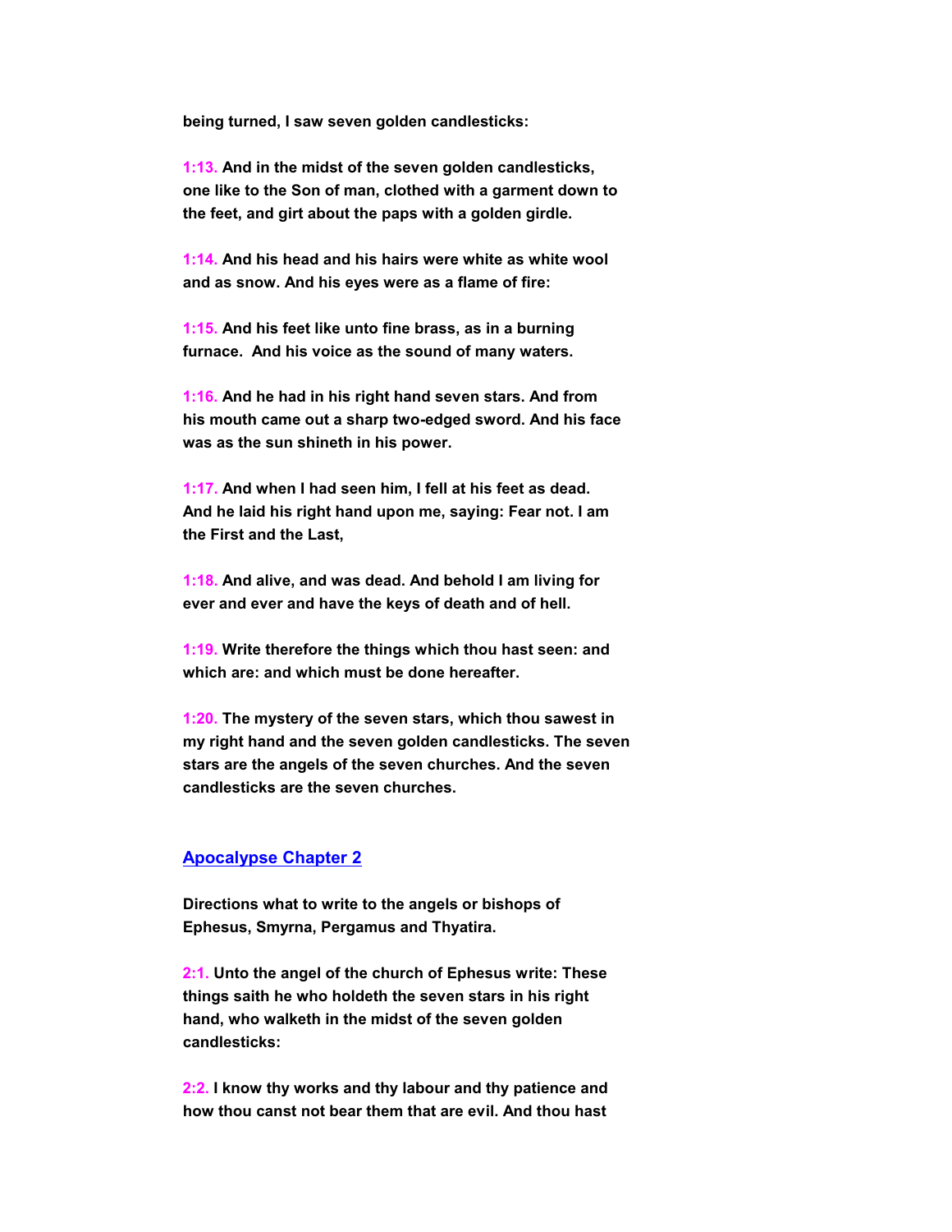**being turned, I saw seven golden candlesticks:**

**1:13. And in the midst of the seven golden candlesticks, one like to the Son of man, clothed with a garment down to the feet, and girt about the paps with a golden girdle.**

**1:14. And his head and his hairs were white as white wool and as snow. And his eyes were as a flame of fire:**

**1:15. And his feet like unto fine brass, as in a burning furnace. And his voice as the sound of many waters.**

**1:16. And he had in his right hand seven stars. And from his mouth came out a sharp two-edged sword. And his face was as the sun shineth in his power.**

**1:17. And when I had seen him, I fell at his feet as dead. And he laid his right hand upon me, saying: Fear not. I am the First and the Last,**

**1:18. And alive, and was dead. And behold I am living for ever and ever and have the keys of death and of hell.**

**1:19. Write therefore the things which thou hast seen: and which are: and which must be done hereafter.**

**1:20. The mystery of the seven stars, which thou sawest in my right hand and the seven golden candlesticks. The seven stars are the angels of the seven churches. And the seven candlesticks are the seven churches.**

## Apocalypse Chapter 2

**Directions what to write to the angels or bishops of Ephesus, Smyrna, Pergamus and Thyatira.**

**2:1. Unto the angel of the church of Ephesus write: These things saith he who holdeth the seven stars in his right hand, who walketh in the midst of the seven golden candlesticks:**

**2:2. I know thy works and thy labour and thy patience and how thou canst not bear them that are evil. And thou hast**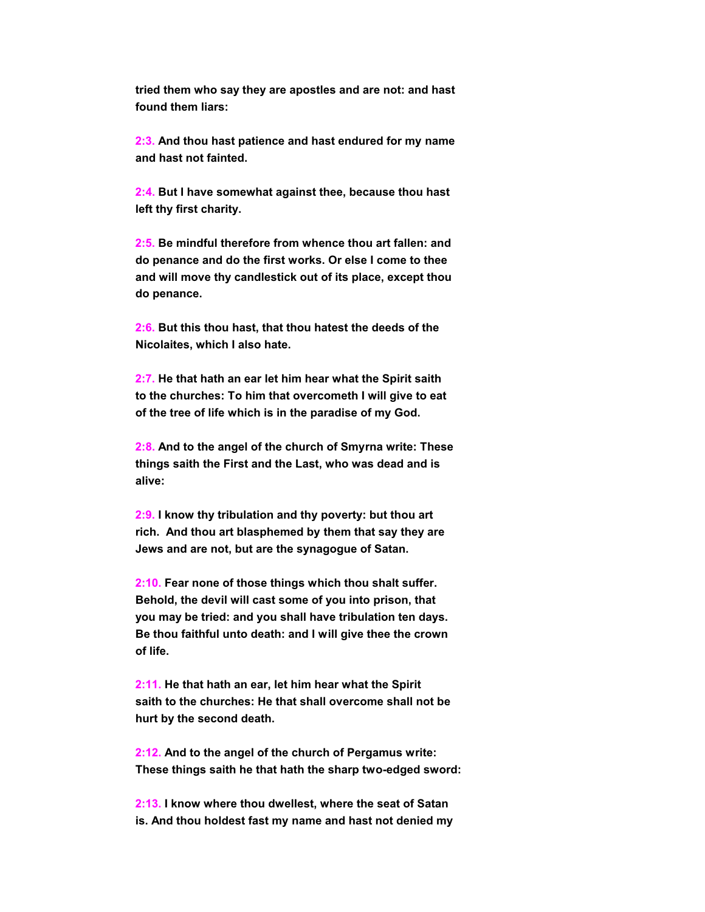**tried them who say they are apostles and are not: and hast found them liars:**

2:3. **And thou hast patience and hast endured for my name and hast not fainted.**

2:4. **But I have somewhat against thee, because thou hast left thy first charity.**

2:5. **Be mindful therefore from whence thou art fallen: and do penance and do the first works. Or else I come to thee and will move thy candlestick out of its place, except thou do penance.**

2:6. **But this thou hast, that thou hatest the deeds of the Nicolaites, which I also hate.**

2:7. **He that hath an ear let him hear what the Spirit saith to the churches: To him that overcometh I will give to eat of the tree of life which is in the paradise of my God.**

2:8. **And to the angel of the church of Smyrna write: These things saith the First and the Last, who was dead and is alive:**

2:9. **I know thy tribulation and thy poverty: but thou art rich. And thou art blasphemed by them that say they are Jews and are not, but are the synagogue of Satan.**

2:10. **Fear none of those things which thou shalt suffer. Behold, the devil will cast some of you into prison, that you may be tried: and you shall have tribulation ten days. Be thou faithful unto death: and I will give thee the crown of life.**

2:11. **He that hath an ear, let him hear what the Spirit saith to the churches: He that shall overcome shall not be hurt by the second death.**

2:12. **And to the angel of the church of Pergamus write: These things saith he that hath the sharp two-edged sword:**

2:13. **I know where thou dwellest, where the seat of Satan is. And thou holdest fast my name and hast not denied my**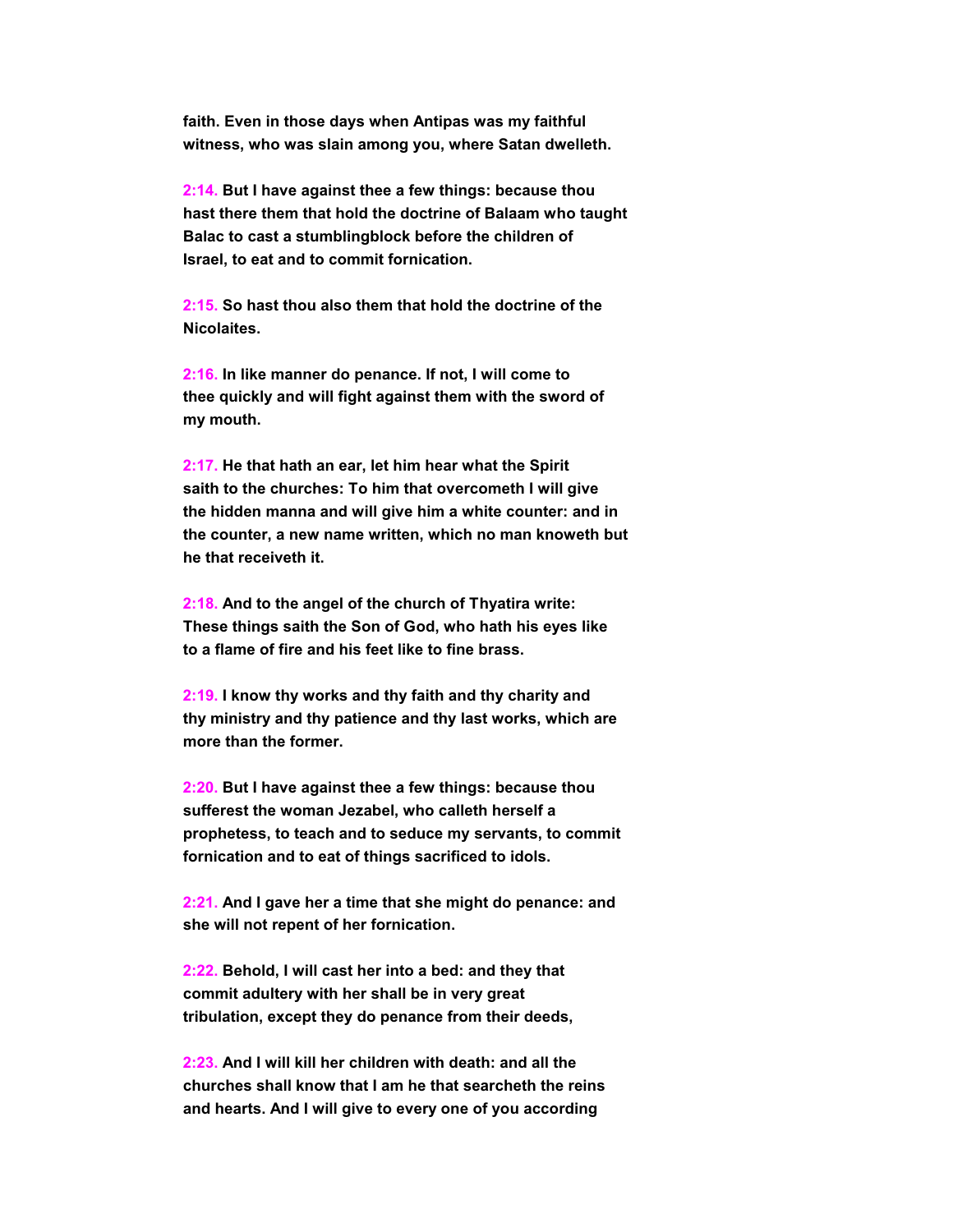**faith. Even in those days when Antipas was my faithful witness, who was slain among you, where Satan dwelleth.**

2:14. **But I have against thee a few things: because thou hast there them that hold the doctrine of Balaam who taught Balac to cast a stumblingblock before the children of Israel, to eat and to commit fornication.**

2:15. **So hast thou also them that hold the doctrine of the Nicolaites.**

2:16. **In like manner do penance. If not, I will come to thee quickly and will fight against them with the sword of my mouth.**

2:17. **He that hath an ear, let him hear what the Spirit saith to the churches: To him that overcometh I will give the hidden manna and will give him a white counter: and in the counter, a new name written, which no man knoweth but he that receiveth it.**

2:18. **And to the angel of the church of Thyatira write: These things saith the Son of God, who hath his eyes like to a flame of fire and his feet like to fine brass.**

2:19. **I know thy works and thy faith and thy charity and thy ministry and thy patience and thy last works, which are more than the former.**

2:20. **But I have against thee a few things: because thou sufferest the woman Jezabel, who calleth herself a prophetess, to teach and to seduce my servants, to commit fornication and to eat of things sacrificed to idols.**

2:21. **And I gave her a time that she might do penance: and she will not repent of her fornication.**

2:22. **Behold, I will cast her into a bed: and they that commit adultery with her shall be in very great tribulation, except they do penance from their deeds,**

2:23. **And I will kill her children with death: and all the churches shall know that I am he that searcheth the reins and hearts. And I will give to every one of you according**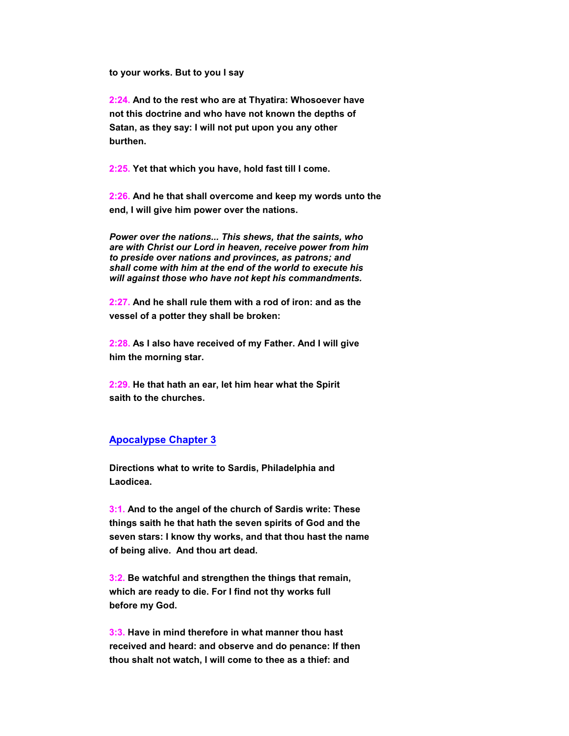**to your works. But to you I say**

**2:24. And to the rest who are at Thyatira: Whosoever have not this doctrine and who have not known the depths of Satan, as they say: I will not put upon you any other burthen.**

**2:25. Yet that which you have, hold fast till I come.**

**2:26. And he that shall overcome and keep my words unto the end, I will give him power over the nations.**

***Power over the nations... This shews, that the saints, who are with Christ our Lord in heaven, receive power from him to preside over nations and provinces, as patrons; and shall come with him at the end of the world to execute his will against those who have not kept his commandments.***

**2:27. And he shall rule them with a rod of iron: and as the vessel of a potter they shall be broken:**

**2:28. As I also have received of my Father. And I will give him the morning star.**

**2:29. He that hath an ear, let him hear what the Spirit saith to the churches.**

## Apocalypse Chapter 3

**Directions what to write to Sardis, Philadelphia and Laodicea.**

**3:1. And to the angel of the church of Sardis write: These things saith he that hath the seven spirits of God and the seven stars: I know thy works, and that thou hast the name of being alive. And thou art dead.**

**3:2. Be watchful and strengthen the things that remain, which are ready to die. For I find not thy works full before my God.**

**3:3. Have in mind therefore in what manner thou hast received and heard: and observe and do penance: If then thou shalt not watch, I will come to thee as a thief: and**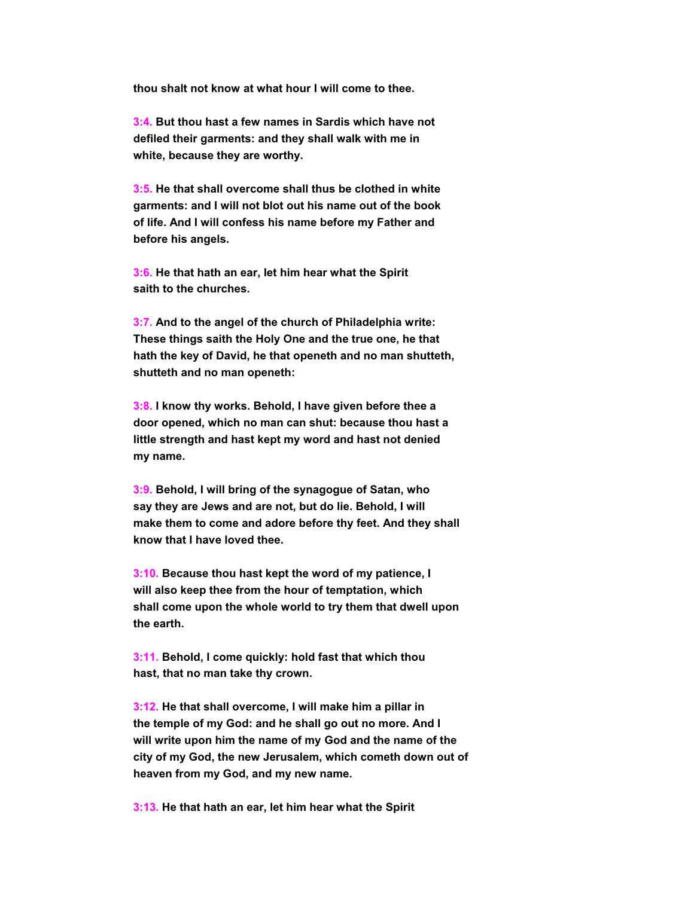**thou shalt not know at what hour I will come to thee.**

**3:4. But thou hast a few names in Sardis which have not defiled their garments: and they shall walk with me in white, because they are worthy.**

**3:5. He that shall overcome shall thus be clothed in white garments: and I will not blot out his name out of the book of life. And I will confess his name before my Father and before his angels.**

**3:6. He that hath an ear, let him hear what the Spirit saith to the churches.**

**3:7. And to the angel of the church of Philadelphia write: These things saith the Holy One and the true one, he that hath the key of David, he that openeth and no man shutteth, shutteth and no man openeth:**

**3:8. I know thy works. Behold, I have given before thee a door opened, which no man can shut: because thou hast a little strength and hast kept my word and hast not denied my name.**

**3:9. Behold, I will bring of the synagogue of Satan, who say they are Jews and are not, but do lie. Behold, I will make them to come and adore before thy feet. And they shall know that I have loved thee.**

**3:10. Because thou hast kept the word of my patience, I will also keep thee from the hour of temptation, which shall come upon the whole world to try them that dwell upon the earth.**

**3:11. Behold, I come quickly: hold fast that which thou hast, that no man take thy crown.**

**3:12. He that shall overcome, I will make him a pillar in the temple of my God: and he shall go out no more. And I will write upon him the name of my God and the name of the city of my God, the new Jerusalem, which cometh down out of heaven from my God, and my new name.**

**3:13. He that hath an ear, let him hear what the Spirit**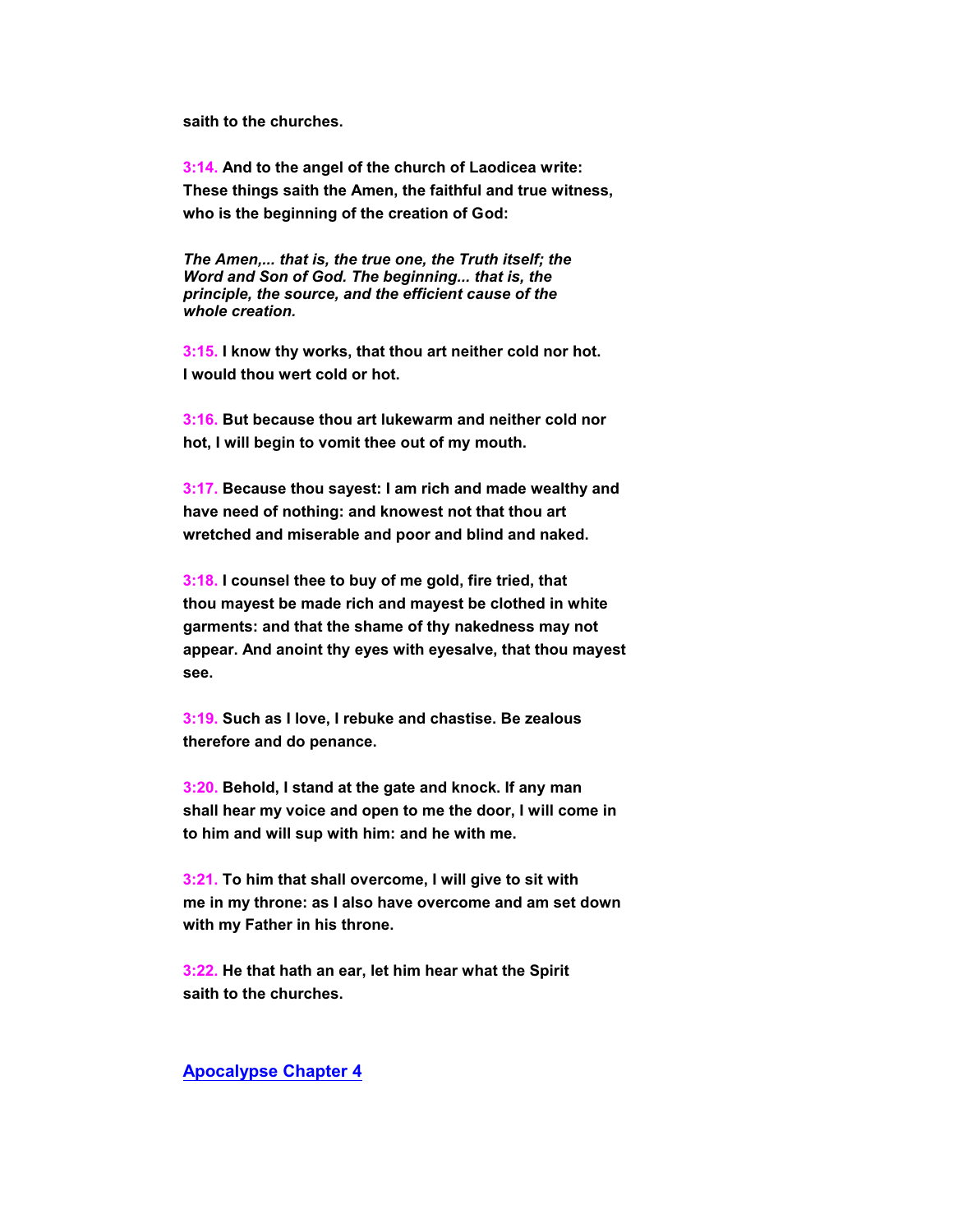**saith to the churches.**

**3:14. And to the angel of the church of Laodicea write: These things saith the Amen, the faithful and true witness, who is the beginning of the creation of God:**

***The Amen,... that is, the true one, the Truth itself; the Word and Son of God. The beginning... that is, the principle, the source, and the efficient cause of the whole creation.***

**3:15. I know thy works, that thou art neither cold nor hot. I would thou wert cold or hot.**

**3:16. But because thou art lukewarm and neither cold nor hot, I will begin to vomit thee out of my mouth.**

**3:17. Because thou sayest: I am rich and made wealthy and have need of nothing: and knowest not that thou art wretched and miserable and poor and blind and naked.**

**3:18. I counsel thee to buy of me gold, fire tried, that thou mayest be made rich and mayest be clothed in white garments: and that the shame of thy nakedness may not appear. And anoint thy eyes with eyesalve, that thou mayest see.**

**3:19. Such as I love, I rebuke and chastise. Be zealous therefore and do penance.**

**3:20. Behold, I stand at the gate and knock. If any man shall hear my voice and open to me the door, I will come in to him and will sup with him: and he with me.**

**3:21. To him that shall overcome, I will give to sit with me in my throne: as I also have overcome and am set down with my Father in his throne.**

**3:22. He that hath an ear, let him hear what the Spirit saith to the churches.**

## Apocalypse Chapter 4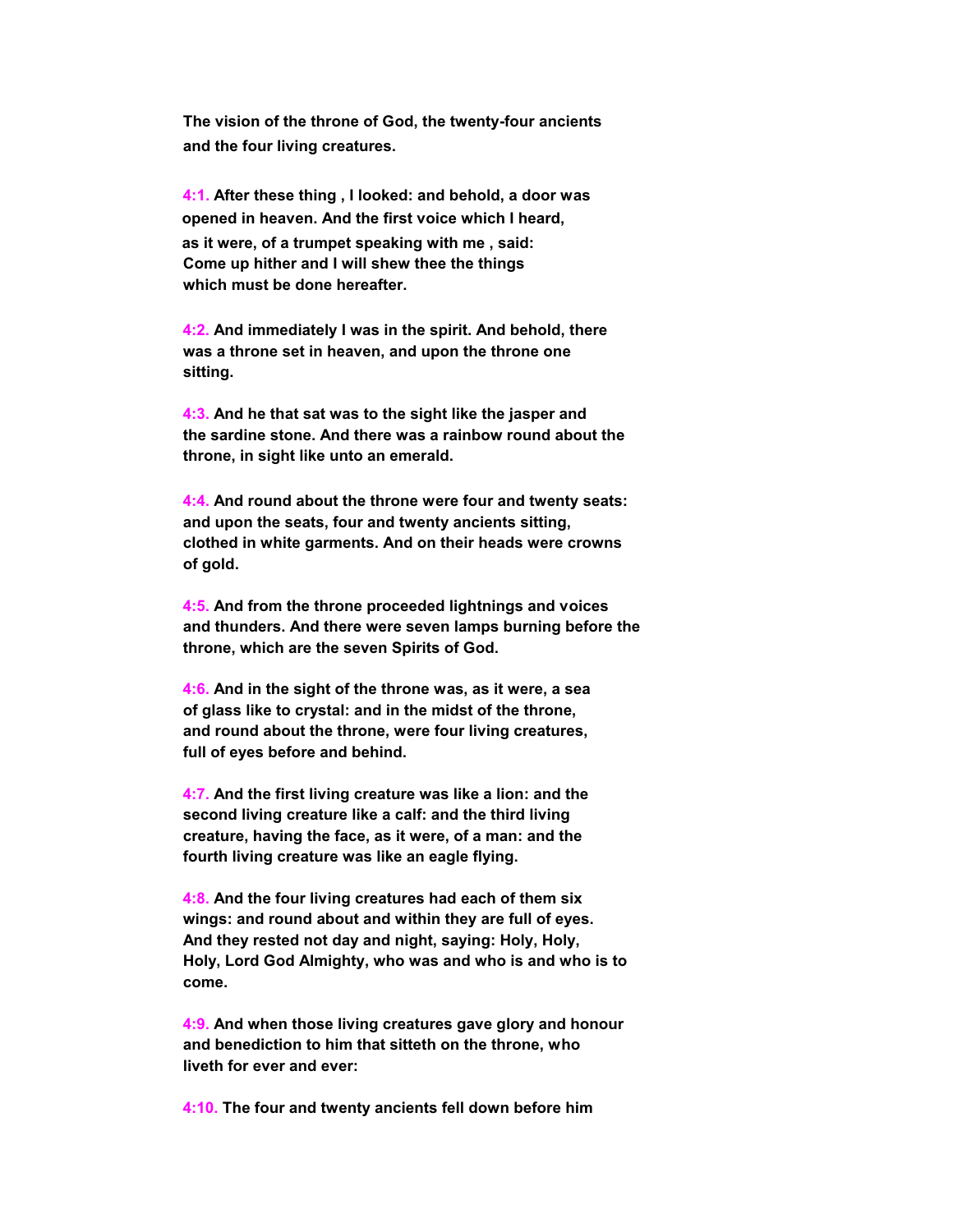**The vision of the throne of God, the twenty-four ancients and the four living creatures.**

**4:1. After these thing , I looked: and behold, a door was opened in heaven. And the first voice which I heard, as it were, of a trumpet speaking with me , said: Come up hither and I will shew thee the things which must be done hereafter.**

**4:2. And immediately I was in the spirit. And behold, there was a throne set in heaven, and upon the throne one sitting.**

**4:3. And he that sat was to the sight like the jasper and the sardine stone. And there was a rainbow round about the throne, in sight like unto an emerald.**

**4:4. And round about the throne were four and twenty seats: and upon the seats, four and twenty ancients sitting, clothed in white garments. And on their heads were crowns of gold.**

**4:5. And from the throne proceeded lightnings and voices and thunders. And there were seven lamps burning before the throne, which are the seven Spirits of God.**

**4:6. And in the sight of the throne was, as it were, a sea of glass like to crystal: and in the midst of the throne, and round about the throne, were four living creatures, full of eyes before and behind.**

**4:7. And the first living creature was like a lion: and the second living creature like a calf: and the third living creature, having the face, as it were, of a man: and the fourth living creature was like an eagle flying.**

**4:8. And the four living creatures had each of them six wings: and round about and within they are full of eyes. And they rested not day and night, saying: Holy, Holy, Holy, Lord God Almighty, who was and who is and who is to come.**

**4:9. And when those living creatures gave glory and honour and benediction to him that sitteth on the throne, who liveth for ever and ever:**

**4:10. The four and twenty ancients fell down before him**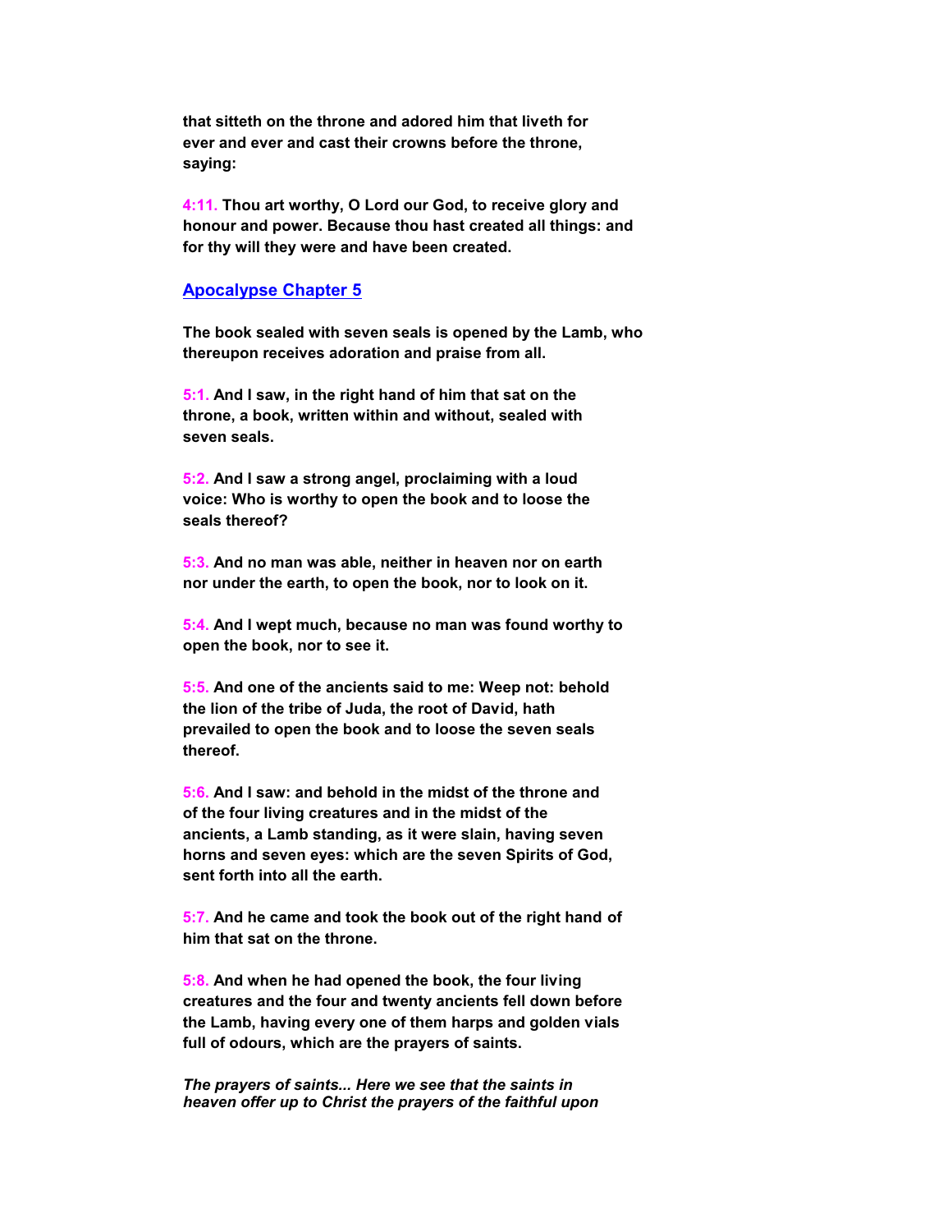**that sitteth on the throne and adored him that liveth for ever and ever and cast their crowns before the throne, saying:**

4:11. **Thou art worthy, O Lord our God, to receive glory and honour and power. Because thou hast created all things: and for thy will they were and have been created.**

## Apocalypse Chapter 5

**The book sealed with seven seals is opened by the Lamb, who thereupon receives adoration and praise from all.**

5:1. **And I saw, in the right hand of him that sat on the throne, a book, written within and without, sealed with seven seals.**

5:2. **And I saw a strong angel, proclaiming with a loud voice: Who is worthy to open the book and to loose the seals thereof?**

5:3. **And no man was able, neither in heaven nor on earth nor under the earth, to open the book, nor to look on it.**

5:4. **And I wept much, because no man was found worthy to open the book, nor to see it.**

5:5. **And one of the ancients said to me: Weep not: behold the lion of the tribe of Juda, the root of David, hath prevailed to open the book and to loose the seven seals thereof.**

5:6. **And I saw: and behold in the midst of the throne and of the four living creatures and in the midst of the ancients, a Lamb standing, as it were slain, having seven horns and seven eyes: which are the seven Spirits of God, sent forth into all the earth.**

5:7. **And he came and took the book out of the right hand of him that sat on the throne.**

5:8. **And when he had opened the book, the four living creatures and the four and twenty ancients fell down before the Lamb, having every one of them harps and golden vials full of odours, which are the prayers of saints.**

***The prayers of saints... Here we see that the saints in heaven offer up to Christ the prayers of the faithful upon***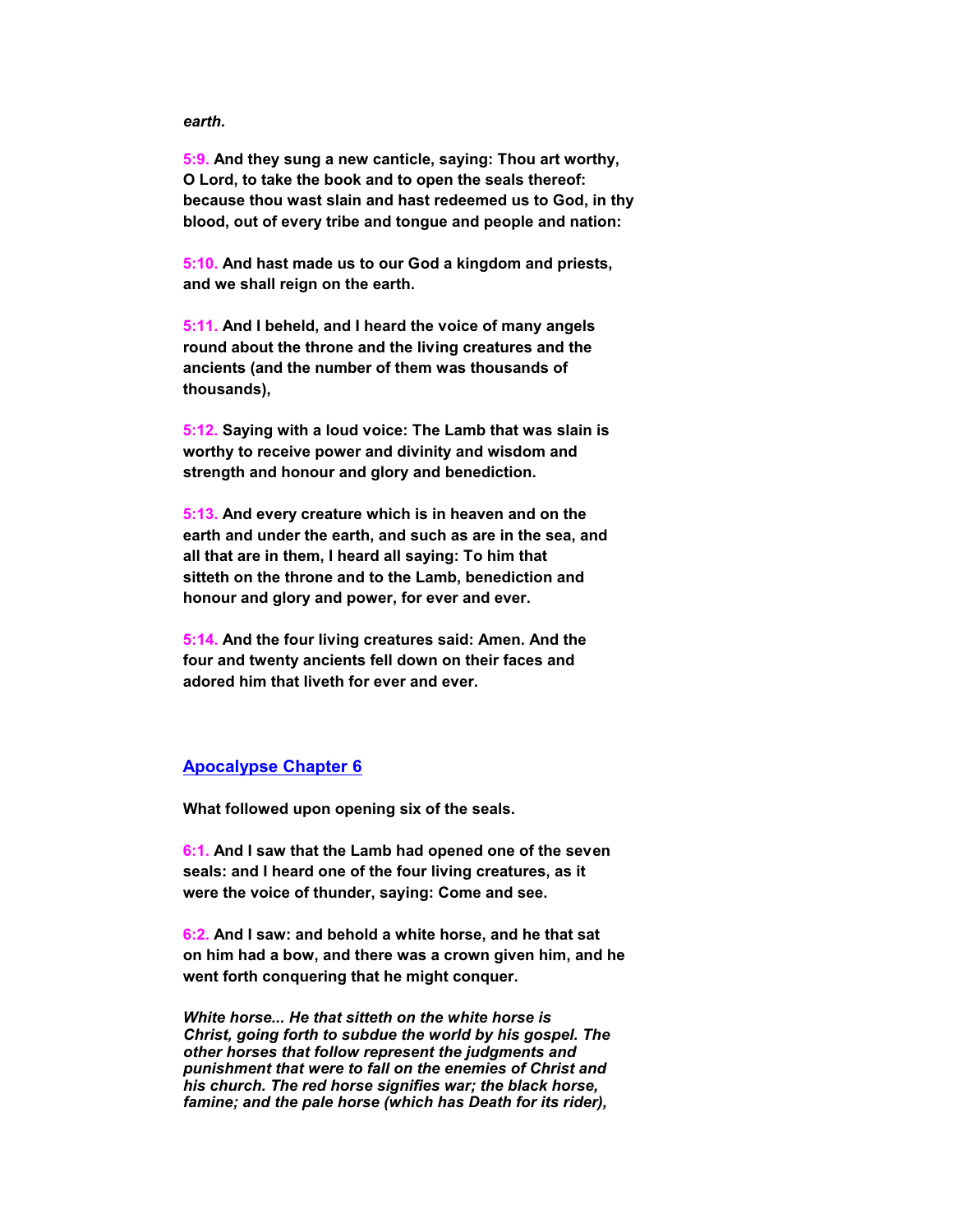*earth.*

**5:9. And they sung a new canticle, saying: Thou art worthy, O Lord, to take the book and to open the seals thereof: because thou wast slain and hast redeemed us to God, in thy blood, out of every tribe and tongue and people and nation:**

**5:10. And hast made us to our God a kingdom and priests, and we shall reign on the earth.**

**5:11. And I beheld, and I heard the voice of many angels round about the throne and the living creatures and the ancients (and the number of them was thousands of thousands),**

**5:12. Saying with a loud voice: The Lamb that was slain is worthy to receive power and divinity and wisdom and strength and honour and glory and benediction.**

**5:13. And every creature which is in heaven and on the earth and under the earth, and such as are in the sea, and all that are in them, I heard all saying: To him that sitteth on the throne and to the Lamb, benediction and honour and glory and power, for ever and ever.**

**5:14. And the four living creatures said: Amen. And the four and twenty ancients fell down on their faces and adored him that liveth for ever and ever.**

## Apocalypse Chapter 6

**What followed upon opening six of the seals.**

**6:1. And I saw that the Lamb had opened one of the seven seals: and I heard one of the four living creatures, as it were the voice of thunder, saying: Come and see.**

**6:2. And I saw: and behold a white horse, and he that sat on him had a bow, and there was a crown given him, and he went forth conquering that he might conquer.**

***White horse... He that sitteth on the white horse is Christ, going forth to subdue the world by his gospel. The other horses that follow represent the judgments and punishment that were to fall on the enemies of Christ and his church. The red horse signifies war; the black horse, famine; and the pale horse (which has Death for its rider),***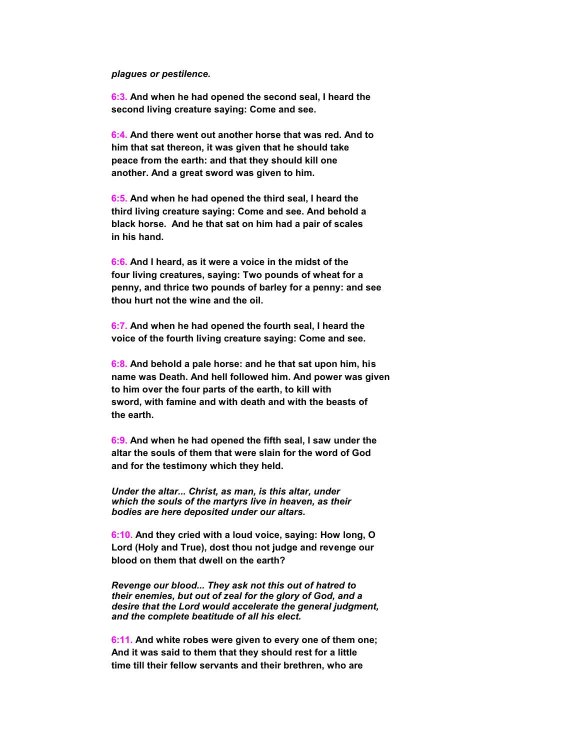*plagues or pestilence.*

**6:3. And when he had opened the second seal, I heard the second living creature saying: Come and see.**

**6:4. And there went out another horse that was red. And to him that sat thereon, it was given that he should take peace from the earth: and that they should kill one another. And a great sword was given to him.**

**6:5. And when he had opened the third seal, I heard the third living creature saying: Come and see. And behold a black horse. And he that sat on him had a pair of scales in his hand.**

**6:6. And I heard, as it were a voice in the midst of the four living creatures, saying: Two pounds of wheat for a penny, and thrice two pounds of barley for a penny: and see thou hurt not the wine and the oil.**

**6:7. And when he had opened the fourth seal, I heard the voice of the fourth living creature saying: Come and see.**

**6:8. And behold a pale horse: and he that sat upon him, his name was Death. And hell followed him. And power was given to him over the four parts of the earth, to kill with sword, with famine and with death and with the beasts of the earth.**

**6:9. And when he had opened the fifth seal, I saw under the altar the souls of them that were slain for the word of God and for the testimony which they held.**

***Under the altar... Christ, as man, is this altar, under which the souls of the martyrs live in heaven, as their bodies are here deposited under our altars.***

**6:10. And they cried with a loud voice, saying: How long, O Lord (Holy and True), dost thou not judge and revenge our blood on them that dwell on the earth?**

***Revenge our blood... They ask not this out of hatred to their enemies, but out of zeal for the glory of God, and a desire that the Lord would accelerate the general judgment, and the complete beatitude of all his elect.***

**6:11. And white robes were given to every one of them one; And it was said to them that they should rest for a little time till their fellow servants and their brethren, who are**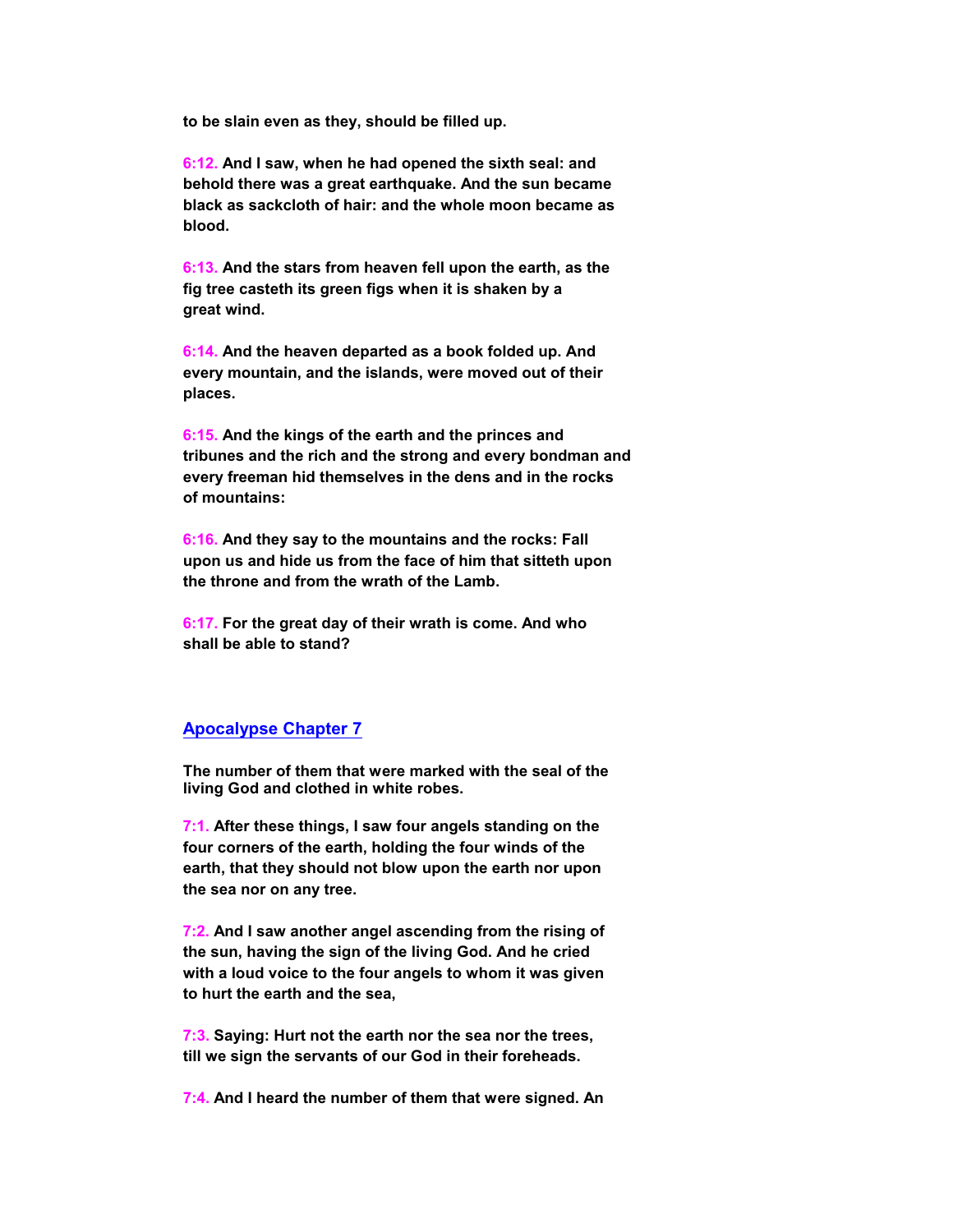**to be slain even as they, should be filled up.**

**6:12. And I saw, when he had opened the sixth seal: and behold there was a great earthquake. And the sun became black as sackcloth of hair: and the whole moon became as blood.**

**6:13. And the stars from heaven fell upon the earth, as the fig tree casteth its green figs when it is shaken by a great wind.**

**6:14. And the heaven departed as a book folded up. And every mountain, and the islands, were moved out of their places.**

**6:15. And the kings of the earth and the princes and tribunes and the rich and the strong and every bondman and every freeman hid themselves in the dens and in the rocks of mountains:**

**6:16. And they say to the mountains and the rocks: Fall upon us and hide us from the face of him that sitteth upon the throne and from the wrath of the Lamb.**

**6:17. For the great day of their wrath is come. And who shall be able to stand?**

## Apocalypse Chapter 7

**The number of them that were marked with the seal of the living God and clothed in white robes.**

**7:1. After these things, I saw four angels standing on the four corners of the earth, holding the four winds of the earth, that they should not blow upon the earth nor upon the sea nor on any tree.**

**7:2. And I saw another angel ascending from the rising of the sun, having the sign of the living God. And he cried with a loud voice to the four angels to whom it was given to hurt the earth and the sea,**

**7:3. Saying: Hurt not the earth nor the sea nor the trees, till we sign the servants of our God in their foreheads.**

**7:4. And I heard the number of them that were signed. An**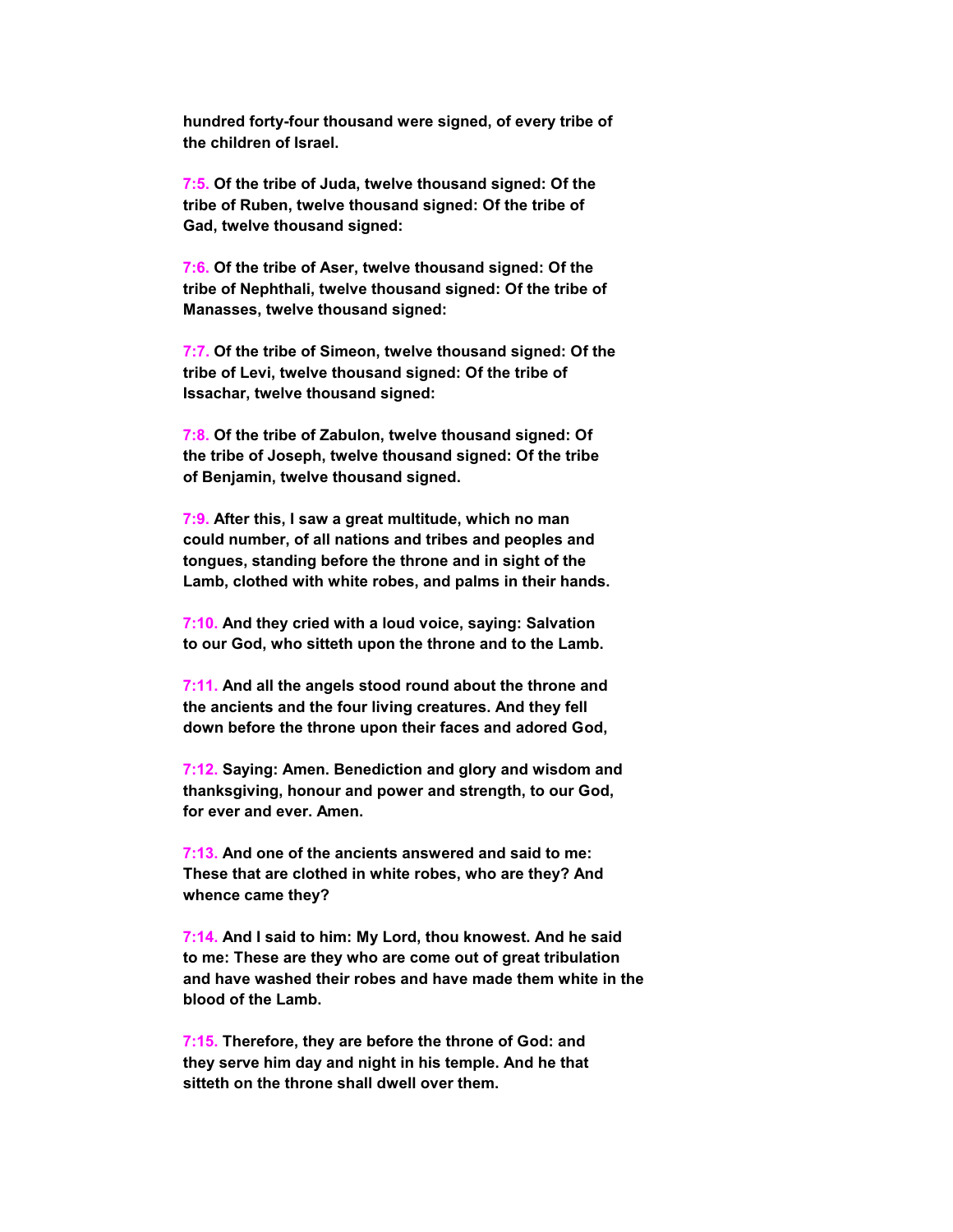**hundred forty-four thousand were signed, of every tribe of the children of Israel.**

**7:5. Of the tribe of Juda, twelve thousand signed: Of the tribe of Ruben, twelve thousand signed: Of the tribe of Gad, twelve thousand signed:**

**7:6. Of the tribe of Aser, twelve thousand signed: Of the tribe of Nephthali, twelve thousand signed: Of the tribe of Manasses, twelve thousand signed:**

**7:7. Of the tribe of Simeon, twelve thousand signed: Of the tribe of Levi, twelve thousand signed: Of the tribe of Issachar, twelve thousand signed:**

**7:8. Of the tribe of Zabulon, twelve thousand signed: Of the tribe of Joseph, twelve thousand signed: Of the tribe of Benjamin, twelve thousand signed.**

**7:9. After this, I saw a great multitude, which no man could number, of all nations and tribes and peoples and tongues, standing before the throne and in sight of the Lamb, clothed with white robes, and palms in their hands.**

**7:10. And they cried with a loud voice, saying: Salvation to our God, who sitteth upon the throne and to the Lamb.**

**7:11. And all the angels stood round about the throne and the ancients and the four living creatures. And they fell down before the throne upon their faces and adored God,**

**7:12. Saying: Amen. Benediction and glory and wisdom and thanksgiving, honour and power and strength, to our God, for ever and ever. Amen.**

**7:13. And one of the ancients answered and said to me: These that are clothed in white robes, who are they? And whence came they?**

**7:14. And I said to him: My Lord, thou knowest. And he said to me: These are they who are come out of great tribulation and have washed their robes and have made them white in the blood of the Lamb.**

**7:15. Therefore, they are before the throne of God: and they serve him day and night in his temple. And he that sitteth on the throne shall dwell over them.**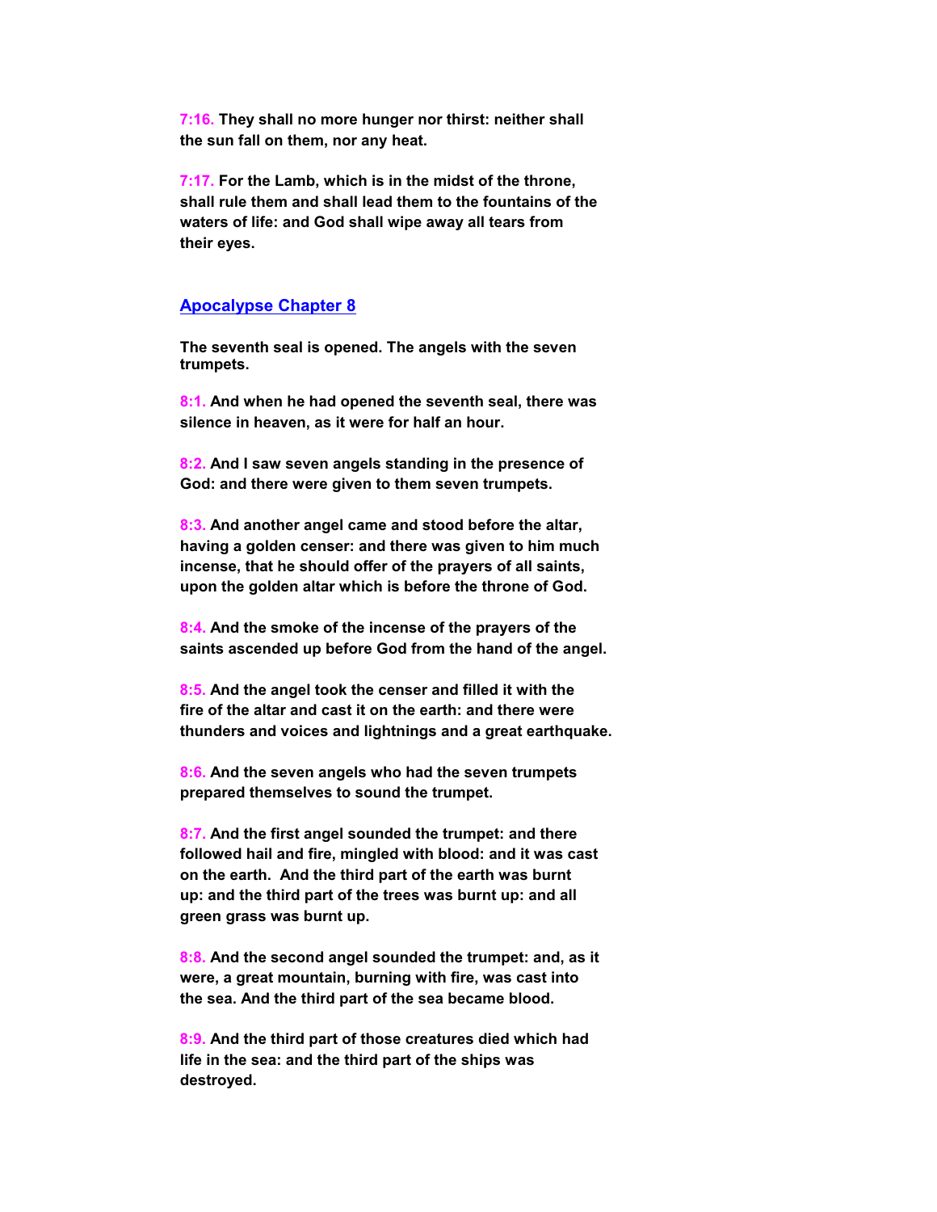**7:16.** **They shall no more hunger nor thirst: neither shall the sun fall on them, nor any heat.**

**7:17.** **For the Lamb, which is in the midst of the throne, shall rule them and shall lead them to the fountains of the waters of life: and God shall wipe away all tears from their eyes.**

## Apocalypse Chapter 8

**The seventh seal is opened. The angels with the seven trumpets.**

**8:1.** **And when he had opened the seventh seal, there was silence in heaven, as it were for half an hour.**

**8:2.** **And I saw seven angels standing in the presence of God: and there were given to them seven trumpets.**

**8:3.** **And another angel came and stood before the altar, having a golden censer: and there was given to him much incense, that he should offer of the prayers of all saints, upon the golden altar which is before the throne of God.**

**8:4.** **And the smoke of the incense of the prayers of the saints ascended up before God from the hand of the angel.**

**8:5.** **And the angel took the censer and filled it with the fire of the altar and cast it on the earth: and there were thunders and voices and lightnings and a great earthquake.**

**8:6.** **And the seven angels who had the seven trumpets prepared themselves to sound the trumpet.**

**8:7.** **And the first angel sounded the trumpet: and there followed hail and fire, mingled with blood: and it was cast on the earth. And the third part of the earth was burnt up: and the third part of the trees was burnt up: and all green grass was burnt up.**

**8:8.** **And the second angel sounded the trumpet: and, as it were, a great mountain, burning with fire, was cast into the sea. And the third part of the sea became blood.**

**8:9.** **And the third part of those creatures died which had life in the sea: and the third part of the ships was destroyed.**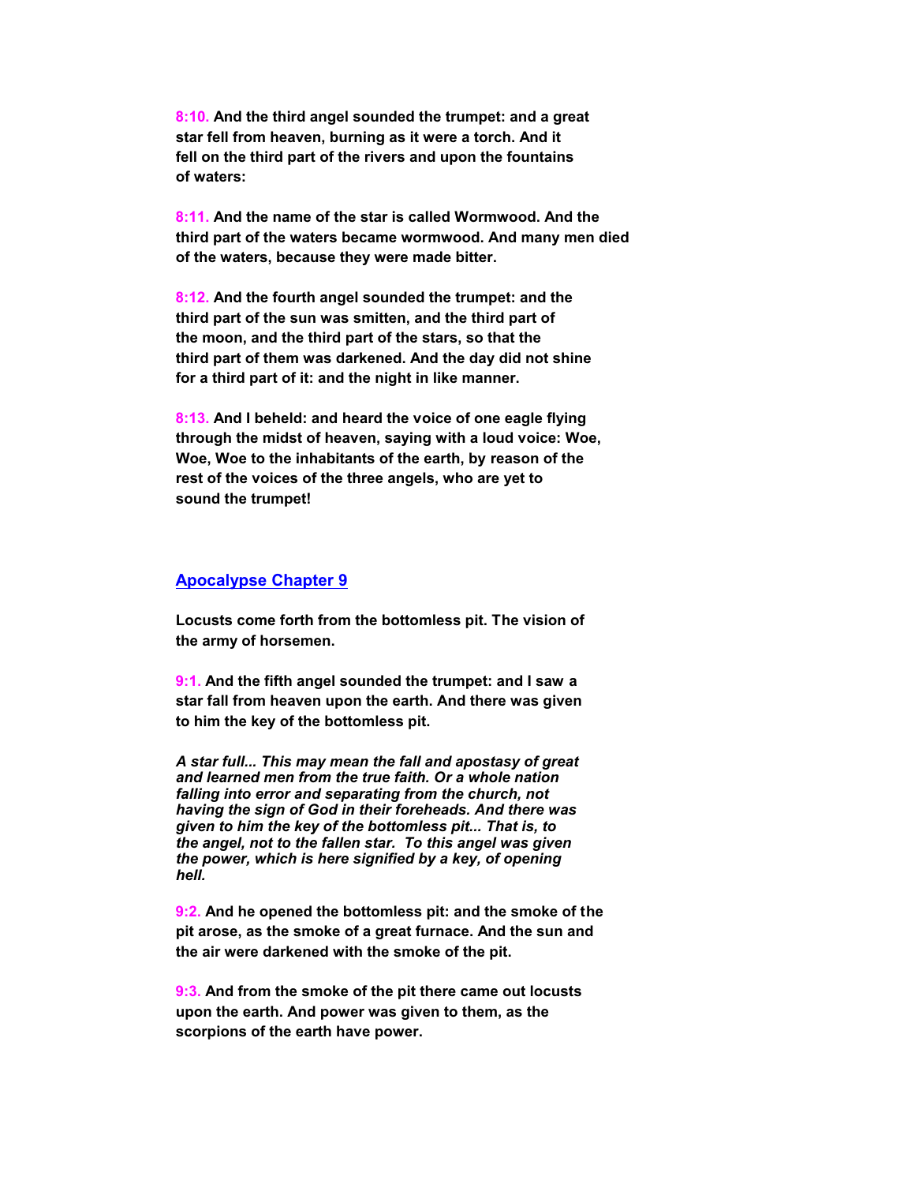**8:10. And the third angel sounded the trumpet: and a great star fell from heaven, burning as it were a torch. And it fell on the third part of the rivers and upon the fountains of waters:**

**8:11. And the name of the star is called Wormwood. And the third part of the waters became wormwood. And many men died of the waters, because they were made bitter.**

**8:12. And the fourth angel sounded the trumpet: and the third part of the sun was smitten, and the third part of the moon, and the third part of the stars, so that the third part of them was darkened. And the day did not shine for a third part of it: and the night in like manner.**

**8:13. And I beheld: and heard the voice of one eagle flying through the midst of heaven, saying with a loud voice: Woe, Woe, Woe to the inhabitants of the earth, by reason of the rest of the voices of the three angels, who are yet to sound the trumpet!**

## Apocalypse Chapter 9

**Locusts come forth from the bottomless pit. The vision of the army of horsemen.**

**9:1. And the fifth angel sounded the trumpet: and I saw a star fall from heaven upon the earth. And there was given to him the key of the bottomless pit.**

***A star full... This may mean the fall and apostasy of great and learned men from the true faith. Or a whole nation falling into error and separating from the church, not having the sign of God in their foreheads. And there was given to him the key of the bottomless pit... That is, to the angel, not to the fallen star. To this angel was given the power, which is here signified by a key, of opening hell.***

**9:2. And he opened the bottomless pit: and the smoke of the pit arose, as the smoke of a great furnace. And the sun and the air were darkened with the smoke of the pit.**

**9:3. And from the smoke of the pit there came out locusts upon the earth. And power was given to them, as the scorpions of the earth have power.**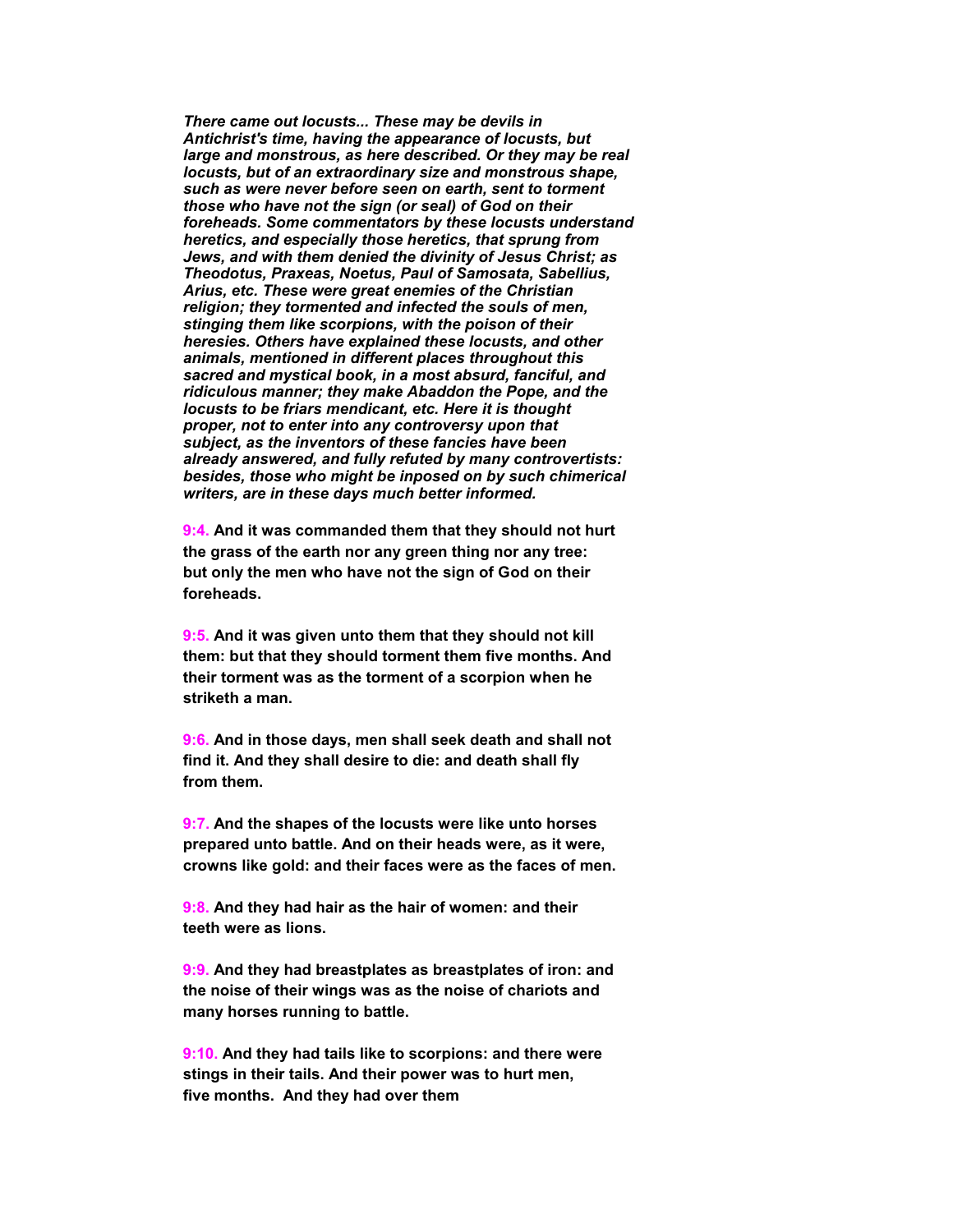*There came out locusts... These may be devils in Antichrist's time, having the appearance of locusts, but large and monstrous, as here described. Or they may be real locusts, but of an extraordinary size and monstrous shape, such as were never before seen on earth, sent to torment those who have not the sign (or seal) of God on their foreheads. Some commentators by these locusts understand heretics, and especially those heretics, that sprung from Jews, and with them denied the divinity of Jesus Christ; as Theodotus, Praxeas, Noetus, Paul of Samosata, Sabellius, Arius, etc. These were great enemies of the Christian religion; they tormented and infected the souls of men, stinging them like scorpions, with the poison of their heresies. Others have explained these locusts, and other animals, mentioned in different places throughout this sacred and mystical book, in a most absurd, fanciful, and ridiculous manner; they make Abaddon the Pope, and the locusts to be friars mendicant, etc. Here it is thought proper, not to enter into any controversy upon that subject, as the inventors of these fancies have been already answered, and fully refuted by many controvertists: besides, those who might be inposed on by such chimerical writers, are in these days much better informed.*

**9:4. And it was commanded them that they should not hurt the grass of the earth nor any green thing nor any tree: but only the men who have not the sign of God on their foreheads.**

**9:5. And it was given unto them that they should not kill them: but that they should torment them five months. And their torment was as the torment of a scorpion when he striketh a man.**

**9:6. And in those days, men shall seek death and shall not find it. And they shall desire to die: and death shall fly from them.**

**9:7. And the shapes of the locusts were like unto horses prepared unto battle. And on their heads were, as it were, crowns like gold: and their faces were as the faces of men.**

**9:8. And they had hair as the hair of women: and their teeth were as lions.**

**9:9. And they had breastplates as breastplates of iron: and the noise of their wings was as the noise of chariots and many horses running to battle.**

**9:10. And they had tails like to scorpions: and there were stings in their tails. And their power was to hurt men, five months. And they had over them**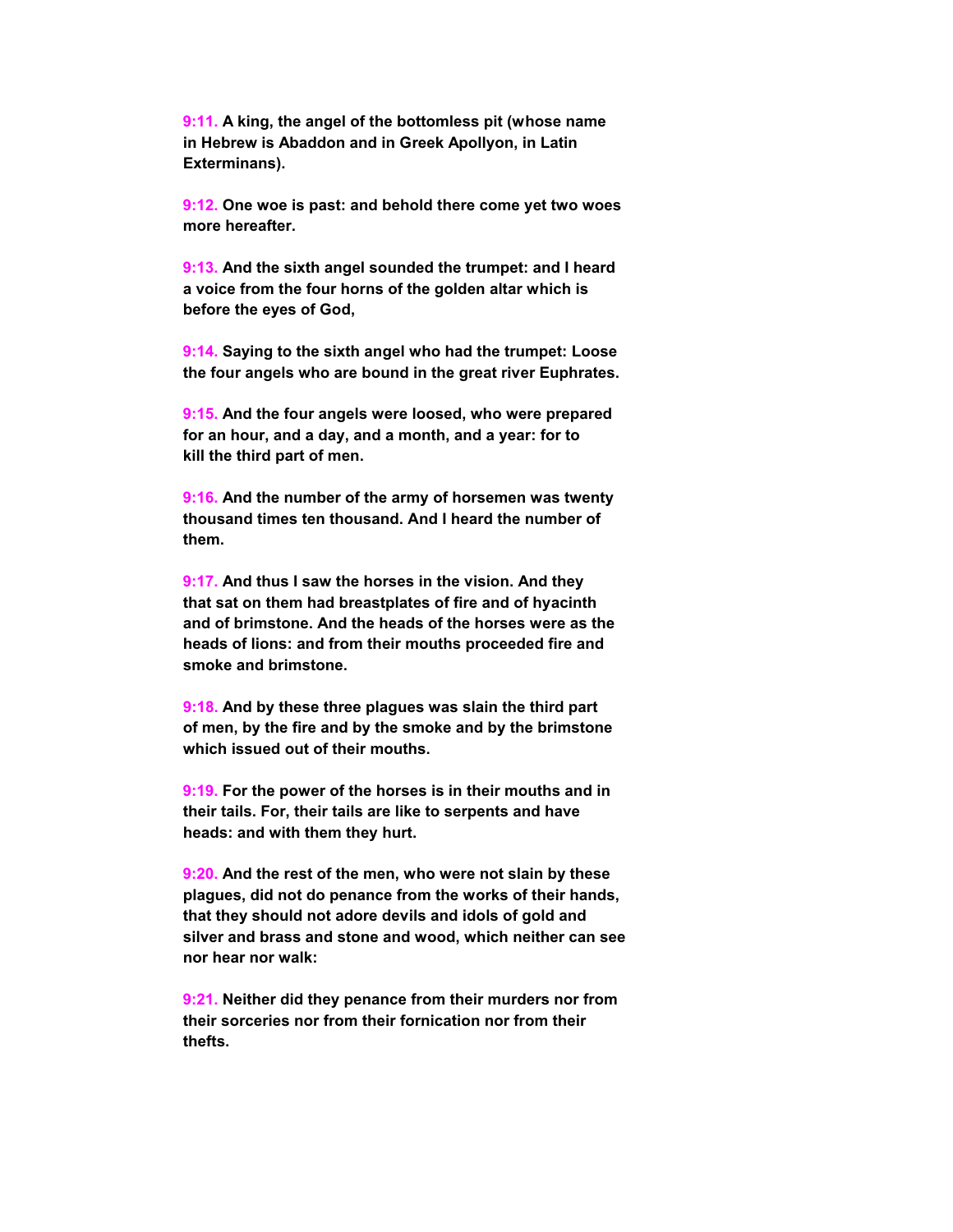**9:11. A king, the angel of the bottomless pit (whose name in Hebrew is Abaddon and in Greek Apollyon, in Latin Exterminans).**

**9:12. One woe is past: and behold there come yet two woes more hereafter.**

**9:13. And the sixth angel sounded the trumpet: and I heard a voice from the four horns of the golden altar which is before the eyes of God,**

**9:14. Saying to the sixth angel who had the trumpet: Loose the four angels who are bound in the great river Euphrates.**

**9:15. And the four angels were loosed, who were prepared for an hour, and a day, and a month, and a year: for to kill the third part of men.**

**9:16. And the number of the army of horsemen was twenty thousand times ten thousand. And I heard the number of them.**

**9:17. And thus I saw the horses in the vision. And they that sat on them had breastplates of fire and of hyacinth and of brimstone. And the heads of the horses were as the heads of lions: and from their mouths proceeded fire and smoke and brimstone.**

**9:18. And by these three plagues was slain the third part of men, by the fire and by the smoke and by the brimstone which issued out of their mouths.**

**9:19. For the power of the horses is in their mouths and in their tails. For, their tails are like to serpents and have heads: and with them they hurt.**

**9:20. And the rest of the men, who were not slain by these plagues, did not do penance from the works of their hands, that they should not adore devils and idols of gold and silver and brass and stone and wood, which neither can see nor hear nor walk:**

**9:21. Neither did they penance from their murders nor from their sorceries nor from their fornication nor from their thefts.**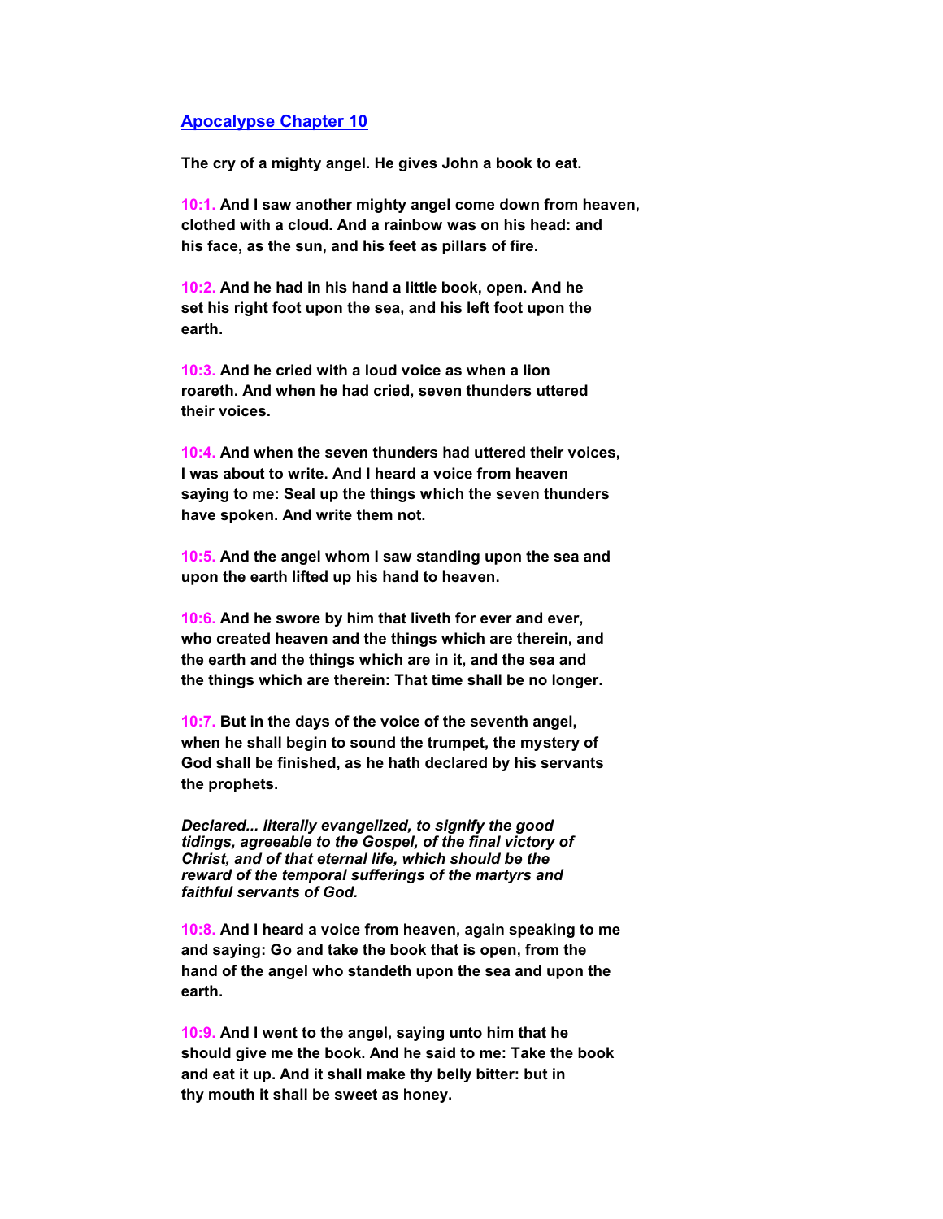## Apocalypse Chapter 10

**The cry of a mighty angel. He gives John a book to eat.**

**10:1. And I saw another mighty angel come down from heaven, clothed with a cloud. And a rainbow was on his head: and his face, as the sun, and his feet as pillars of fire.**

**10:2. And he had in his hand a little book, open. And he set his right foot upon the sea, and his left foot upon the earth.**

**10:3. And he cried with a loud voice as when a lion roareth. And when he had cried, seven thunders uttered their voices.**

**10:4. And when the seven thunders had uttered their voices, I was about to write. And I heard a voice from heaven saying to me: Seal up the things which the seven thunders have spoken. And write them not.**

**10:5. And the angel whom I saw standing upon the sea and upon the earth lifted up his hand to heaven.**

**10:6. And he swore by him that liveth for ever and ever, who created heaven and the things which are therein, and the earth and the things which are in it, and the sea and the things which are therein: That time shall be no longer.**

**10:7. But in the days of the voice of the seventh angel, when he shall begin to sound the trumpet, the mystery of God shall be finished, as he hath declared by his servants the prophets.**

***Declared... literally evangelized, to signify the good tidings, agreeable to the Gospel, of the final victory of Christ, and of that eternal life, which should be the reward of the temporal sufferings of the martyrs and faithful servants of God.***

**10:8. And I heard a voice from heaven, again speaking to me and saying: Go and take the book that is open, from the hand of the angel who standeth upon the sea and upon the earth.**

**10:9. And I went to the angel, saying unto him that he should give me the book. And he said to me: Take the book and eat it up. And it shall make thy belly bitter: but in thy mouth it shall be sweet as honey.**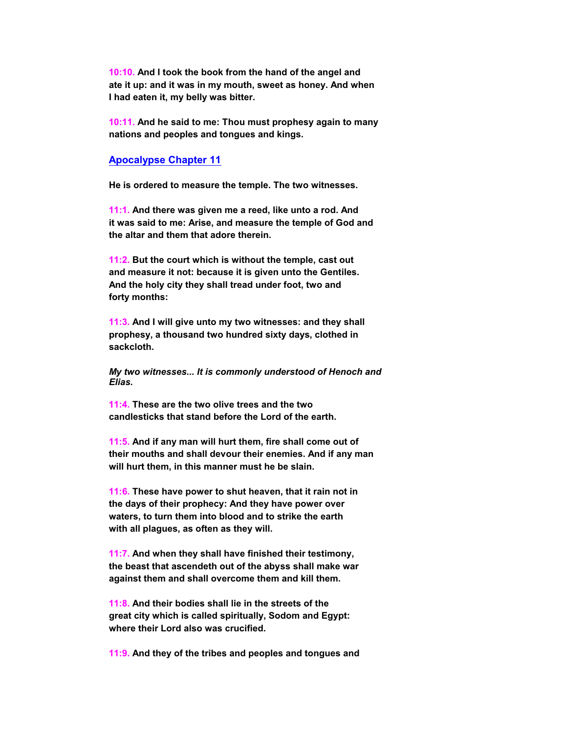**10:10.** **And I took the book from the hand of the angel and ate it up: and it was in my mouth, sweet as honey. And when I had eaten it, my belly was bitter.**

**10:11.** **And he said to me: Thou must prophesy again to many nations and peoples and tongues and kings.**

## [Apocalypse Chapter 11]

**He is ordered to measure the temple. The two witnesses.**

**11:1.** **And there was given me a reed, like unto a rod. And it was said to me: Arise, and measure the temple of God and the altar and them that adore therein.**

**11:2.** **But the court which is without the temple, cast out and measure it not: because it is given unto the Gentiles. And the holy city they shall tread under foot, two and forty months:**

**11:3.** **And I will give unto my two witnesses: and they shall prophesy, a thousand two hundred sixty days, clothed in sackcloth.**

***My two witnesses... It is commonly understood of Henoch and Elias.***

**11:4.** **These are the two olive trees and the two candlesticks that stand before the Lord of the earth.**

**11:5.** **And if any man will hurt them, fire shall come out of their mouths and shall devour their enemies. And if any man will hurt them, in this manner must he be slain.**

**11:6.** **These have power to shut heaven, that it rain not in the days of their prophecy: And they have power over waters, to turn them into blood and to strike the earth with all plagues, as often as they will.**

**11:7.** **And when they shall have finished their testimony, the beast that ascendeth out of the abyss shall make war against them and shall overcome them and kill them.**

**11:8.** **And their bodies shall lie in the streets of the great city which is called spiritually, Sodom and Egypt: where their Lord also was crucified.**

**11:9.** **And they of the tribes and peoples and tongues and**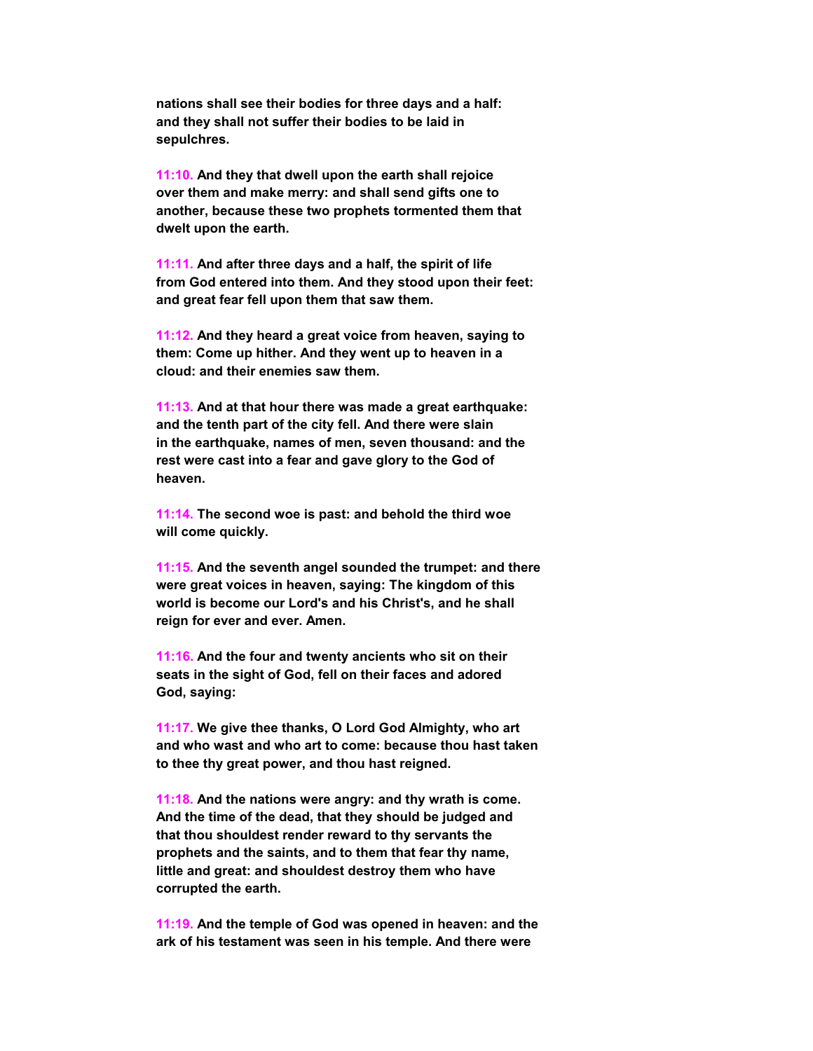**nations shall see their bodies for three days and a half: and they shall not suffer their bodies to be laid in sepulchres.**

**11:10. And they that dwell upon the earth shall rejoice over them and make merry: and shall send gifts one to another, because these two prophets tormented them that dwelt upon the earth.**

**11:11. And after three days and a half, the spirit of life from God entered into them. And they stood upon their feet: and great fear fell upon them that saw them.**

**11:12. And they heard a great voice from heaven, saying to them: Come up hither. And they went up to heaven in a cloud: and their enemies saw them.**

**11:13. And at that hour there was made a great earthquake: and the tenth part of the city fell. And there were slain in the earthquake, names of men, seven thousand: and the rest were cast into a fear and gave glory to the God of heaven.**

**11:14. The second woe is past: and behold the third woe will come quickly.**

**11:15. And the seventh angel sounded the trumpet: and there were great voices in heaven, saying: The kingdom of this world is become our Lord's and his Christ's, and he shall reign for ever and ever. Amen.**

**11:16. And the four and twenty ancients who sit on their seats in the sight of God, fell on their faces and adored God, saying:**

**11:17. We give thee thanks, O Lord God Almighty, who art and who wast and who art to come: because thou hast taken to thee thy great power, and thou hast reigned.**

**11:18. And the nations were angry: and thy wrath is come. And the time of the dead, that they should be judged and that thou shouldest render reward to thy servants the prophets and the saints, and to them that fear thy name, little and great: and shouldest destroy them who have corrupted the earth.**

**11:19. And the temple of God was opened in heaven: and the ark of his testament was seen in his temple. And there were**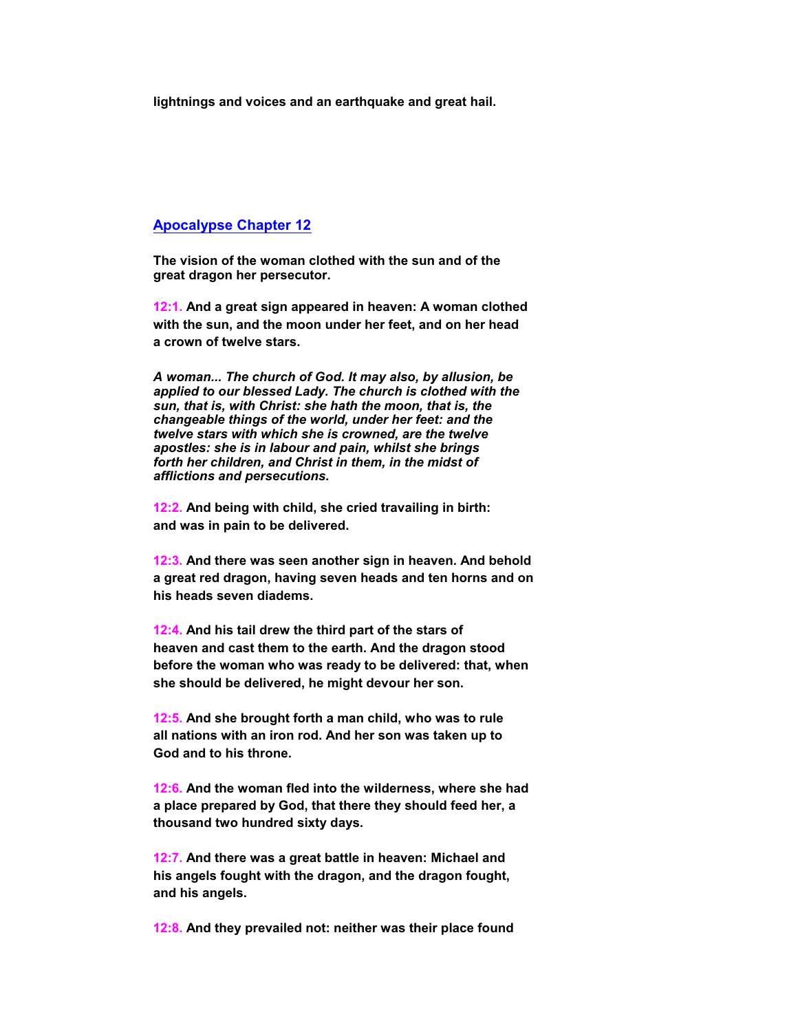**lightnings and voices and an earthquake and great hail.**

## Apocalypse Chapter 12

**The vision of the woman clothed with the sun and of the great dragon her persecutor.**

**12:1. And a great sign appeared in heaven: A woman clothed with the sun, and the moon under her feet, and on her head a crown of twelve stars.**

***A woman... The church of God. It may also, by allusion, be applied to our blessed Lady. The church is clothed with the sun, that is, with Christ: she hath the moon, that is, the changeable things of the world, under her feet: and the twelve stars with which she is crowned, are the twelve apostles: she is in labour and pain, whilst she brings forth her children, and Christ in them, in the midst of afflictions and persecutions.***

**12:2. And being with child, she cried travailing in birth: and was in pain to be delivered.**

**12:3. And there was seen another sign in heaven. And behold a great red dragon, having seven heads and ten horns and on his heads seven diadems.**

**12:4. And his tail drew the third part of the stars of heaven and cast them to the earth. And the dragon stood before the woman who was ready to be delivered: that, when she should be delivered, he might devour her son.**

**12:5. And she brought forth a man child, who was to rule all nations with an iron rod. And her son was taken up to God and to his throne.**

**12:6. And the woman fled into the wilderness, where she had a place prepared by God, that there they should feed her, a thousand two hundred sixty days.**

**12:7. And there was a great battle in heaven: Michael and his angels fought with the dragon, and the dragon fought, and his angels.**

**12:8. And they prevailed not: neither was their place found**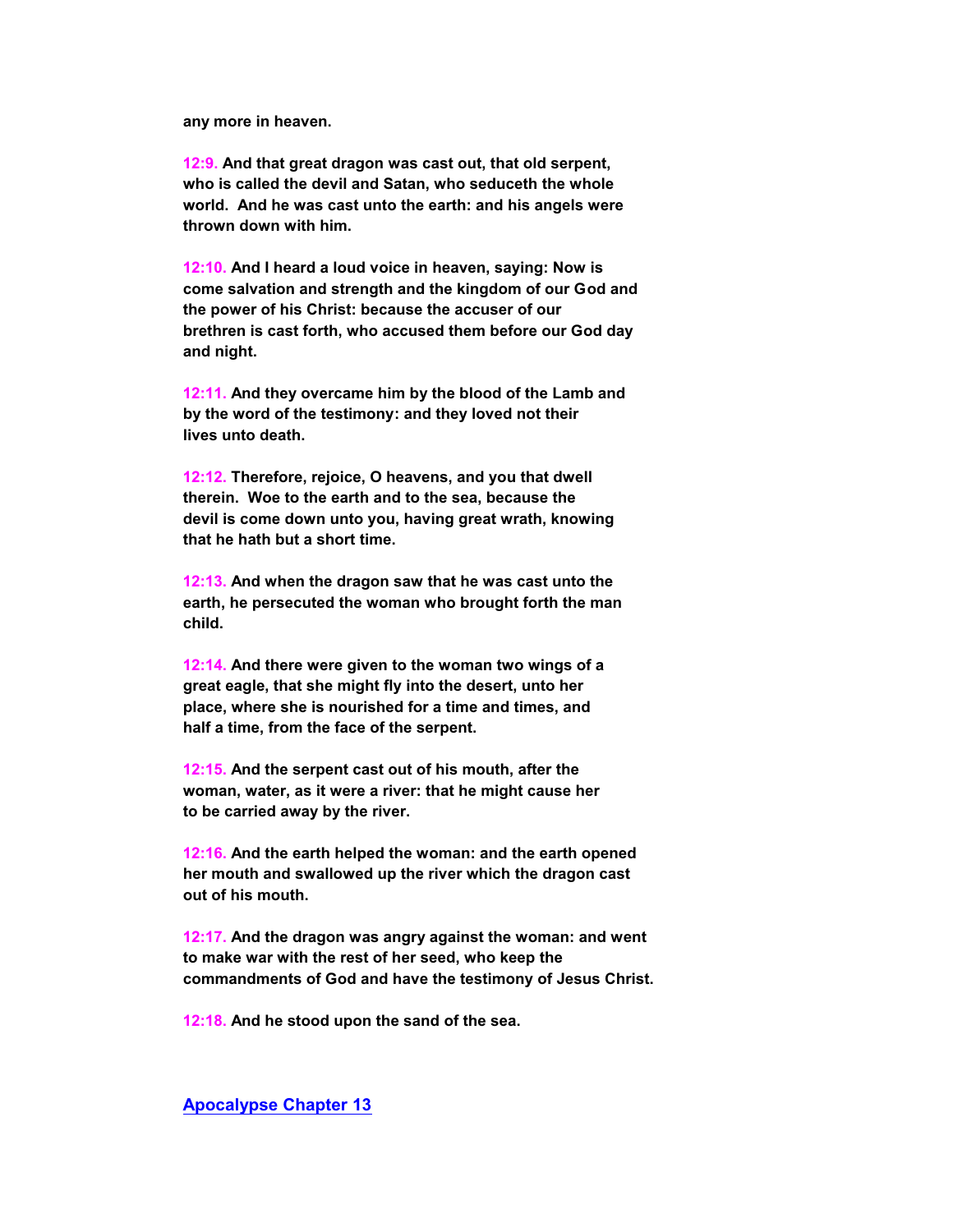**any more in heaven.**

**12:9. And that great dragon was cast out, that old serpent, who is called the devil and Satan, who seduceth the whole world. And he was cast unto the earth: and his angels were thrown down with him.**

**12:10. And I heard a loud voice in heaven, saying: Now is come salvation and strength and the kingdom of our God and the power of his Christ: because the accuser of our brethren is cast forth, who accused them before our God day and night.**

**12:11. And they overcame him by the blood of the Lamb and by the word of the testimony: and they loved not their lives unto death.**

**12:12. Therefore, rejoice, O heavens, and you that dwell therein. Woe to the earth and to the sea, because the devil is come down unto you, having great wrath, knowing that he hath but a short time.**

**12:13. And when the dragon saw that he was cast unto the earth, he persecuted the woman who brought forth the man child.**

**12:14. And there were given to the woman two wings of a great eagle, that she might fly into the desert, unto her place, where she is nourished for a time and times, and half a time, from the face of the serpent.**

**12:15. And the serpent cast out of his mouth, after the woman, water, as it were a river: that he might cause her to be carried away by the river.**

**12:16. And the earth helped the woman: and the earth opened her mouth and swallowed up the river which the dragon cast out of his mouth.**

**12:17. And the dragon was angry against the woman: and went to make war with the rest of her seed, who keep the commandments of God and have the testimony of Jesus Christ.**

**12:18. And he stood upon the sand of the sea.**

## Apocalypse Chapter 13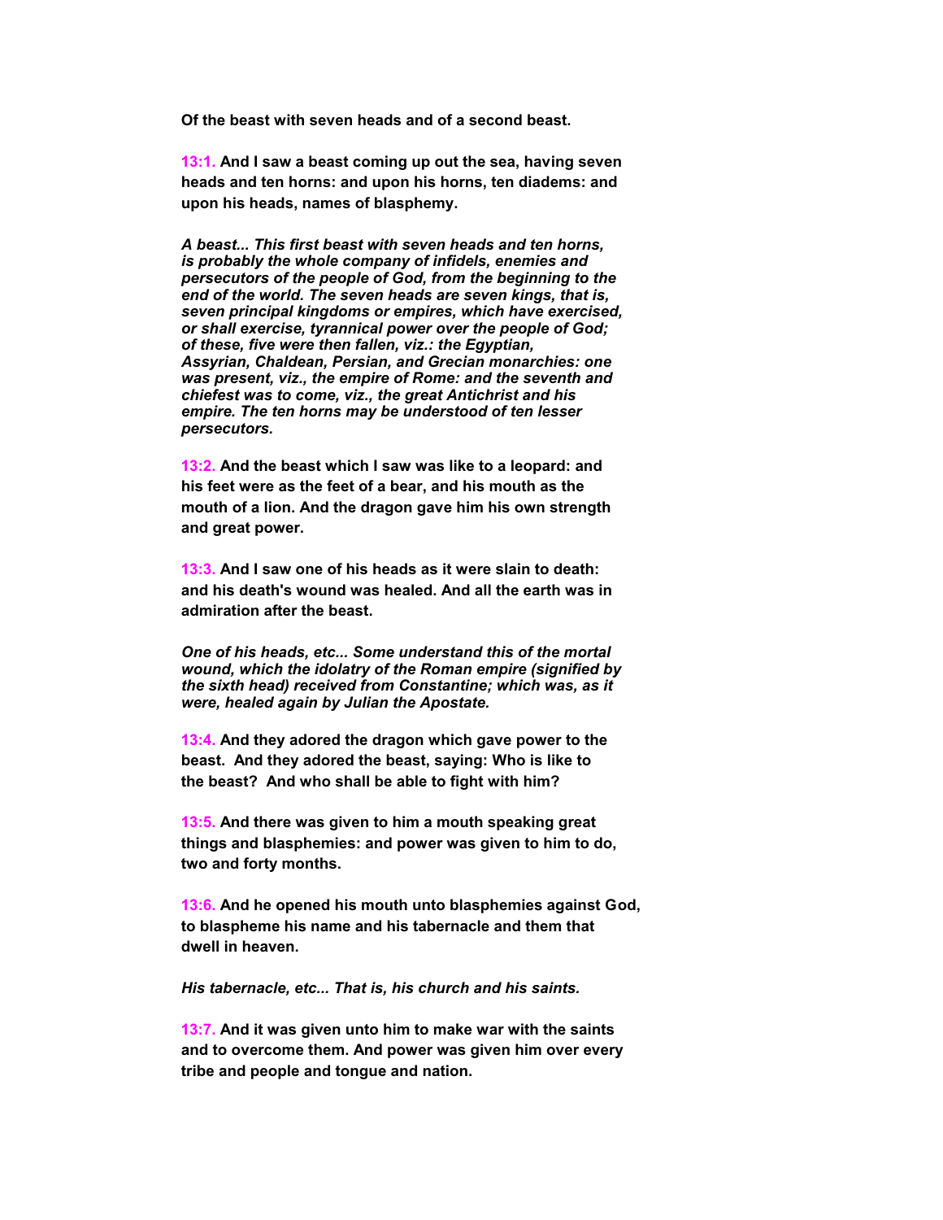**Of the beast with seven heads and of a second beast.**

**13:1. And I saw a beast coming up out the sea, having seven heads and ten horns: and upon his horns, ten diadems: and upon his heads, names of blasphemy.**

***A beast... This first beast with seven heads and ten horns, is probably the whole company of infidels, enemies and persecutors of the people of God, from the beginning to the end of the world. The seven heads are seven kings, that is, seven principal kingdoms or empires, which have exercised, or shall exercise, tyrannical power over the people of God; of these, five were then fallen, viz.: the Egyptian, Assyrian, Chaldean, Persian, and Grecian monarchies: one was present, viz., the empire of Rome: and the seventh and chiefest was to come, viz., the great Antichrist and his empire. The ten horns may be understood of ten lesser persecutors.***

**13:2. And the beast which I saw was like to a leopard: and his feet were as the feet of a bear, and his mouth as the mouth of a lion. And the dragon gave him his own strength and great power.**

**13:3. And I saw one of his heads as it were slain to death: and his death's wound was healed. And all the earth was in admiration after the beast.**

***One of his heads, etc... Some understand this of the mortal wound, which the idolatry of the Roman empire (signified by the sixth head) received from Constantine; which was, as it were, healed again by Julian the Apostate.***

**13:4. And they adored the dragon which gave power to the beast. And they adored the beast, saying: Who is like to the beast? And who shall be able to fight with him?**

**13:5. And there was given to him a mouth speaking great things and blasphemies: and power was given to him to do, two and forty months.**

**13:6. And he opened his mouth unto blasphemies against God, to blaspheme his name and his tabernacle and them that dwell in heaven.**

***His tabernacle, etc... That is, his church and his saints.***

**13:7. And it was given unto him to make war with the saints and to overcome them. And power was given him over every tribe and people and tongue and nation.**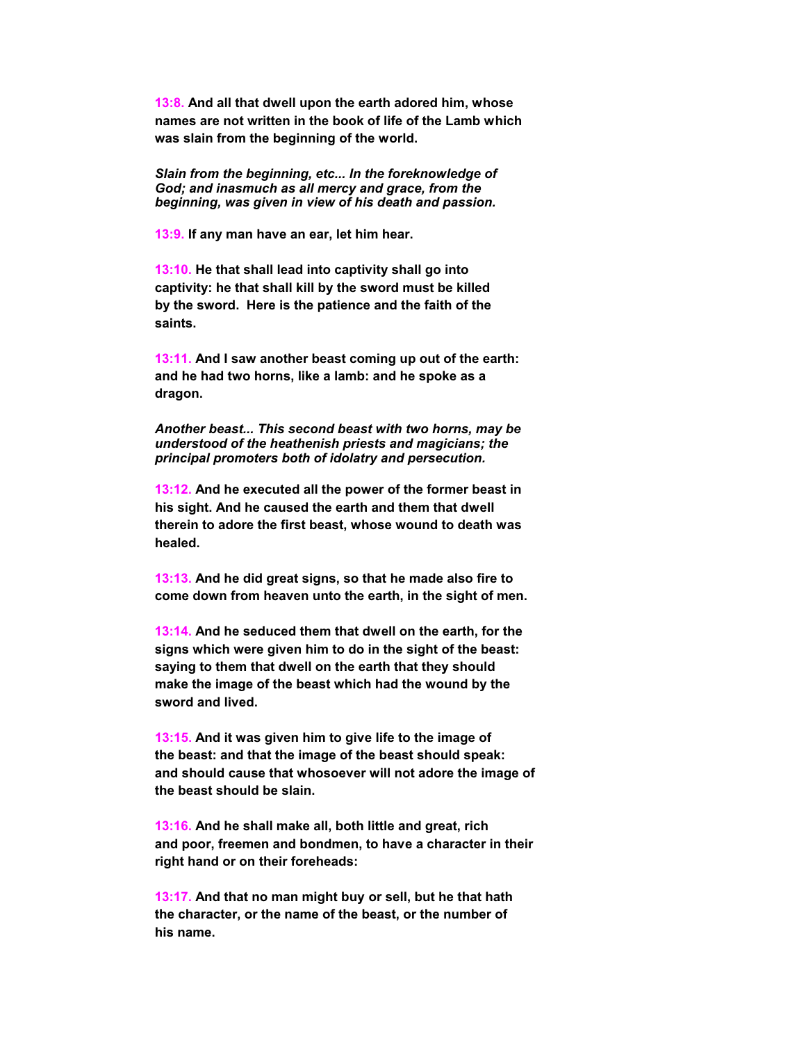**13:8. And all that dwell upon the earth adored him, whose names are not written in the book of life of the Lamb which was slain from the beginning of the world.**

***Slain from the beginning, etc... In the foreknowledge of God; and inasmuch as all mercy and grace, from the beginning, was given in view of his death and passion.***

**13:9. If any man have an ear, let him hear.**

**13:10. He that shall lead into captivity shall go into captivity: he that shall kill by the sword must be killed by the sword. Here is the patience and the faith of the saints.**

**13:11. And I saw another beast coming up out of the earth: and he had two horns, like a lamb: and he spoke as a dragon.**

***Another beast... This second beast with two horns, may be understood of the heathenish priests and magicians; the principal promoters both of idolatry and persecution.***

**13:12. And he executed all the power of the former beast in his sight. And he caused the earth and them that dwell therein to adore the first beast, whose wound to death was healed.**

**13:13. And he did great signs, so that he made also fire to come down from heaven unto the earth, in the sight of men.**

**13:14. And he seduced them that dwell on the earth, for the signs which were given him to do in the sight of the beast: saying to them that dwell on the earth that they should make the image of the beast which had the wound by the sword and lived.**

**13:15. And it was given him to give life to the image of the beast: and that the image of the beast should speak: and should cause that whosoever will not adore the image of the beast should be slain.**

**13:16. And he shall make all, both little and great, rich and poor, freemen and bondmen, to have a character in their right hand or on their foreheads:**

**13:17. And that no man might buy or sell, but he that hath the character, or the name of the beast, or the number of his name.**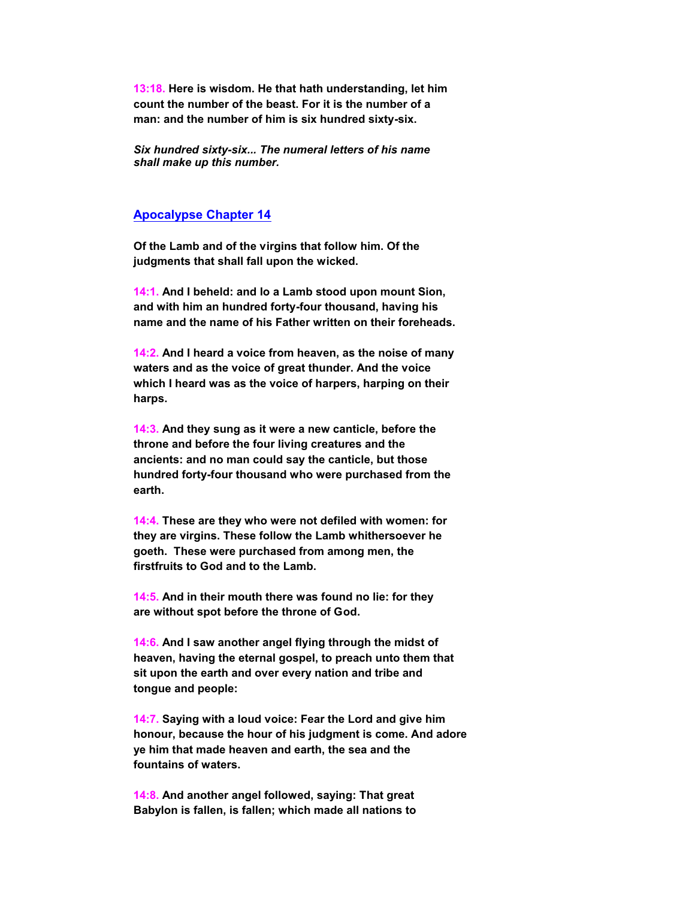**13:18. Here is wisdom. He that hath understanding, let him count the number of the beast. For it is the number of a man: and the number of him is six hundred sixty-six.**

***Six hundred sixty-six... The numeral letters of his name shall make up this number.***

## Apocalypse Chapter 14

**Of the Lamb and of the virgins that follow him. Of the judgments that shall fall upon the wicked.**

**14:1. And I beheld: and lo a Lamb stood upon mount Sion, and with him an hundred forty-four thousand, having his name and the name of his Father written on their foreheads.**

**14:2. And I heard a voice from heaven, as the noise of many waters and as the voice of great thunder. And the voice which I heard was as the voice of harpers, harping on their harps.**

**14:3. And they sung as it were a new canticle, before the throne and before the four living creatures and the ancients: and no man could say the canticle, but those hundred forty-four thousand who were purchased from the earth.**

**14:4. These are they who were not defiled with women: for they are virgins. These follow the Lamb whithersoever he goeth. These were purchased from among men, the firstfruits to God and to the Lamb.**

**14:5. And in their mouth there was found no lie: for they are without spot before the throne of God.**

**14:6. And I saw another angel flying through the midst of heaven, having the eternal gospel, to preach unto them that sit upon the earth and over every nation and tribe and tongue and people:**

**14:7. Saying with a loud voice: Fear the Lord and give him honour, because the hour of his judgment is come. And adore ye him that made heaven and earth, the sea and the fountains of waters.**

**14:8. And another angel followed, saying: That great Babylon is fallen, is fallen; which made all nations to**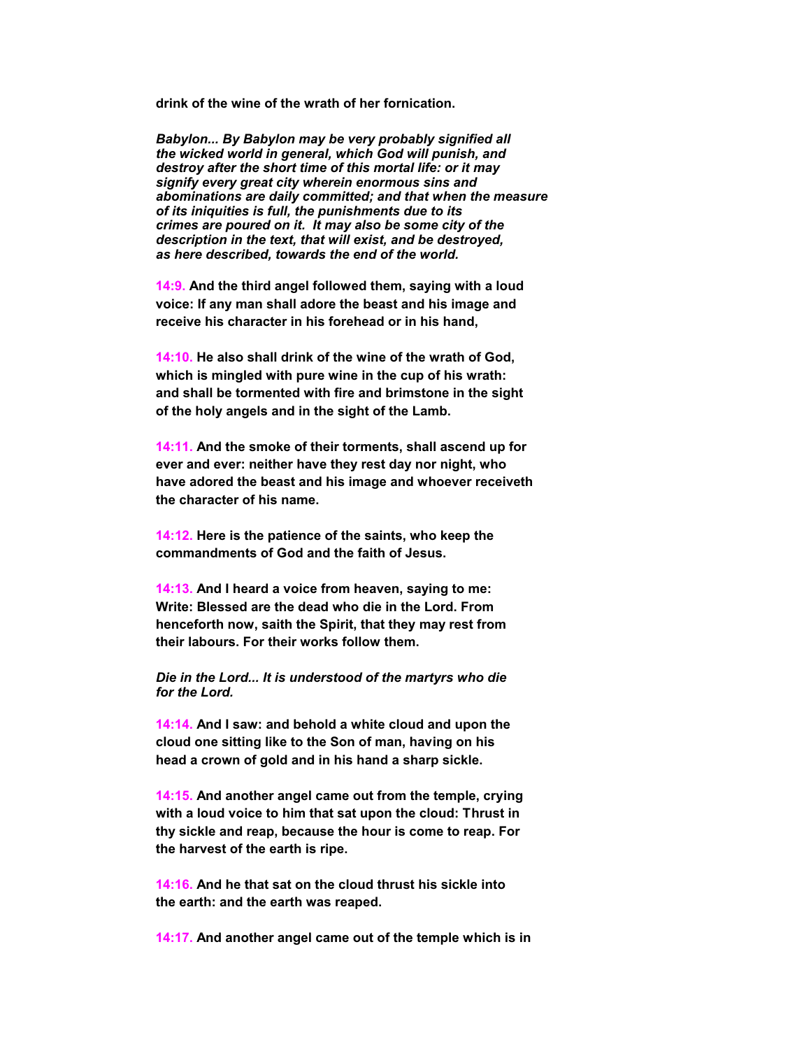**drink of the wine of the wrath of her fornication.**

***Babylon... By Babylon may be very probably signified all the wicked world in general, which God will punish, and destroy after the short time of this mortal life: or it may signify every great city wherein enormous sins and abominations are daily committed; and that when the measure of its iniquities is full, the punishments due to its crimes are poured on it. It may also be some city of the description in the text, that will exist, and be destroyed, as here described, towards the end of the world.***

**14:9. And the third angel followed them, saying with a loud voice: If any man shall adore the beast and his image and receive his character in his forehead or in his hand,**

**14:10. He also shall drink of the wine of the wrath of God, which is mingled with pure wine in the cup of his wrath: and shall be tormented with fire and brimstone in the sight of the holy angels and in the sight of the Lamb.**

**14:11. And the smoke of their torments, shall ascend up for ever and ever: neither have they rest day nor night, who have adored the beast and his image and whoever receiveth the character of his name.**

**14:12. Here is the patience of the saints, who keep the commandments of God and the faith of Jesus.**

**14:13. And I heard a voice from heaven, saying to me: Write: Blessed are the dead who die in the Lord. From henceforth now, saith the Spirit, that they may rest from their labours. For their works follow them.**

***Die in the Lord... It is understood of the martyrs who die for the Lord.***

**14:14. And I saw: and behold a white cloud and upon the cloud one sitting like to the Son of man, having on his head a crown of gold and in his hand a sharp sickle.**

**14:15. And another angel came out from the temple, crying with a loud voice to him that sat upon the cloud: Thrust in thy sickle and reap, because the hour is come to reap. For the harvest of the earth is ripe.**

**14:16. And he that sat on the cloud thrust his sickle into the earth: and the earth was reaped.**

**14:17. And another angel came out of the temple which is in**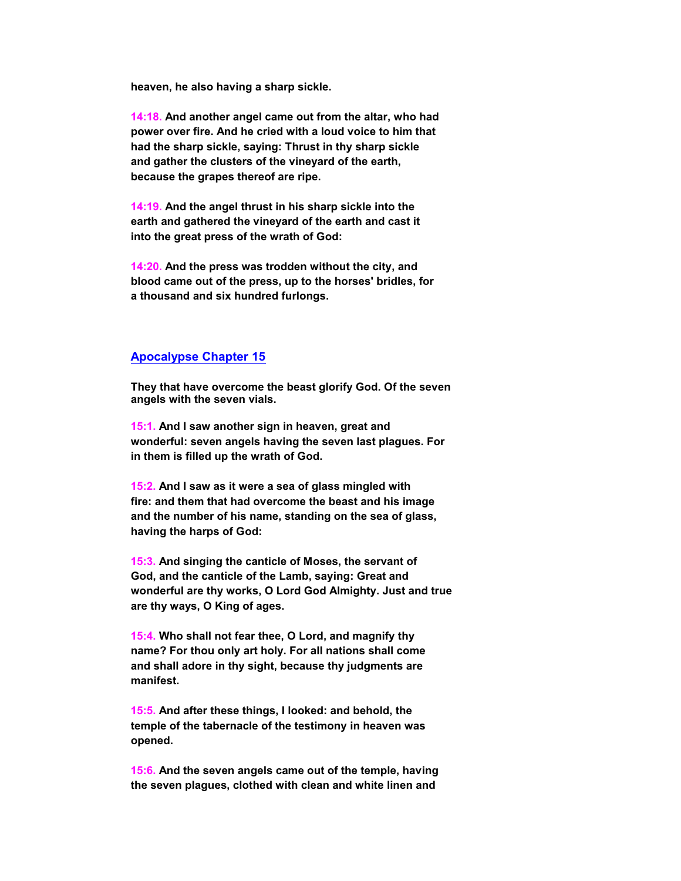**heaven, he also having a sharp sickle.**

**14:18. And another angel came out from the altar, who had power over fire. And he cried with a loud voice to him that had the sharp sickle, saying: Thrust in thy sharp sickle and gather the clusters of the vineyard of the earth, because the grapes thereof are ripe.**

**14:19. And the angel thrust in his sharp sickle into the earth and gathered the vineyard of the earth and cast it into the great press of the wrath of God:**

**14:20. And the press was trodden without the city, and blood came out of the press, up to the horses' bridles, for a thousand and six hundred furlongs.**

## Apocalypse Chapter 15

**They that have overcome the beast glorify God. Of the seven angels with the seven vials.**

**15:1. And I saw another sign in heaven, great and wonderful: seven angels having the seven last plagues. For in them is filled up the wrath of God.**

**15:2. And I saw as it were a sea of glass mingled with fire: and them that had overcome the beast and his image and the number of his name, standing on the sea of glass, having the harps of God:**

**15:3. And singing the canticle of Moses, the servant of God, and the canticle of the Lamb, saying: Great and wonderful are thy works, O Lord God Almighty. Just and true are thy ways, O King of ages.**

**15:4. Who shall not fear thee, O Lord, and magnify thy name? For thou only art holy. For all nations shall come and shall adore in thy sight, because thy judgments are manifest.**

**15:5. And after these things, I looked: and behold, the temple of the tabernacle of the testimony in heaven was opened.**

**15:6. And the seven angels came out of the temple, having the seven plagues, clothed with clean and white linen and**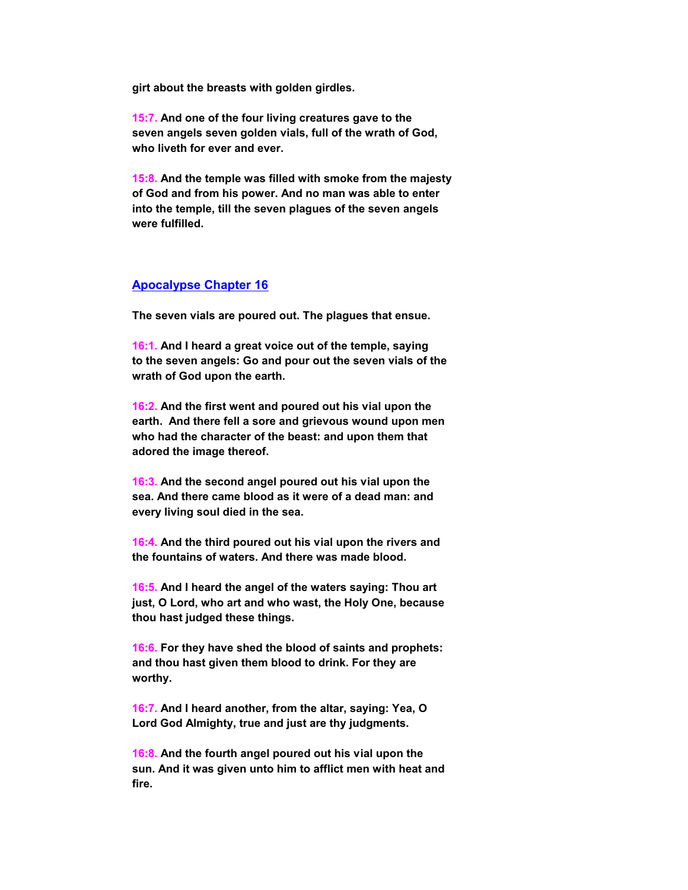**girt about the breasts with golden girdles.**

**15:7. And one of the four living creatures gave to the seven angels seven golden vials, full of the wrath of God, who liveth for ever and ever.**

**15:8. And the temple was filled with smoke from the majesty of God and from his power. And no man was able to enter into the temple, till the seven plagues of the seven angels were fulfilled.**

## Apocalypse Chapter 16

**The seven vials are poured out. The plagues that ensue.**

**16:1. And I heard a great voice out of the temple, saying to the seven angels: Go and pour out the seven vials of the wrath of God upon the earth.**

**16:2. And the first went and poured out his vial upon the earth. And there fell a sore and grievous wound upon men who had the character of the beast: and upon them that adored the image thereof.**

**16:3. And the second angel poured out his vial upon the sea. And there came blood as it were of a dead man: and every living soul died in the sea.**

**16:4. And the third poured out his vial upon the rivers and the fountains of waters. And there was made blood.**

**16:5. And I heard the angel of the waters saying: Thou art just, O Lord, who art and who wast, the Holy One, because thou hast judged these things.**

**16:6. For they have shed the blood of saints and prophets: and thou hast given them blood to drink. For they are worthy.**

**16:7. And I heard another, from the altar, saying: Yea, O Lord God Almighty, true and just are thy judgments.**

**16:8. And the fourth angel poured out his vial upon the sun. And it was given unto him to afflict men with heat and fire.**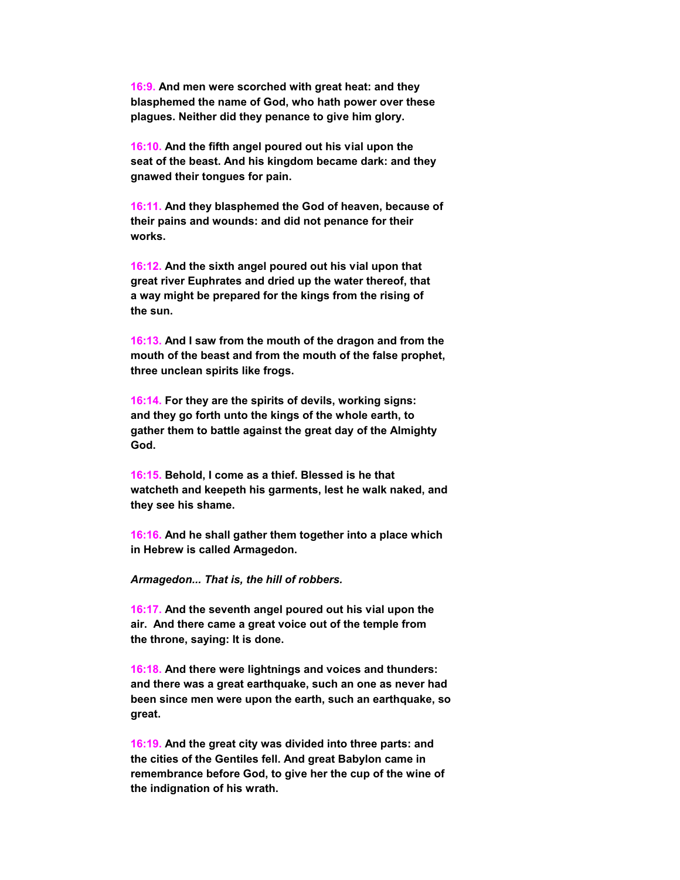**16:9. And men were scorched with great heat: and they blasphemed the name of God, who hath power over these plagues. Neither did they penance to give him glory.**

**16:10. And the fifth angel poured out his vial upon the seat of the beast. And his kingdom became dark: and they gnawed their tongues for pain.**

**16:11. And they blasphemed the God of heaven, because of their pains and wounds: and did not penance for their works.**

**16:12. And the sixth angel poured out his vial upon that great river Euphrates and dried up the water thereof, that a way might be prepared for the kings from the rising of the sun.**

**16:13. And I saw from the mouth of the dragon and from the mouth of the beast and from the mouth of the false prophet, three unclean spirits like frogs.**

**16:14. For they are the spirits of devils, working signs: and they go forth unto the kings of the whole earth, to gather them to battle against the great day of the Almighty God.**

**16:15. Behold, I come as a thief. Blessed is he that watcheth and keepeth his garments, lest he walk naked, and they see his shame.**

**16:16. And he shall gather them together into a place which in Hebrew is called Armagedon.**

***Armagedon... That is, the hill of robbers.***

**16:17. And the seventh angel poured out his vial upon the air. And there came a great voice out of the temple from the throne, saying: It is done.**

**16:18. And there were lightnings and voices and thunders: and there was a great earthquake, such an one as never had been since men were upon the earth, such an earthquake, so great.**

**16:19. And the great city was divided into three parts: and the cities of the Gentiles fell. And great Babylon came in remembrance before God, to give her the cup of the wine of the indignation of his wrath.**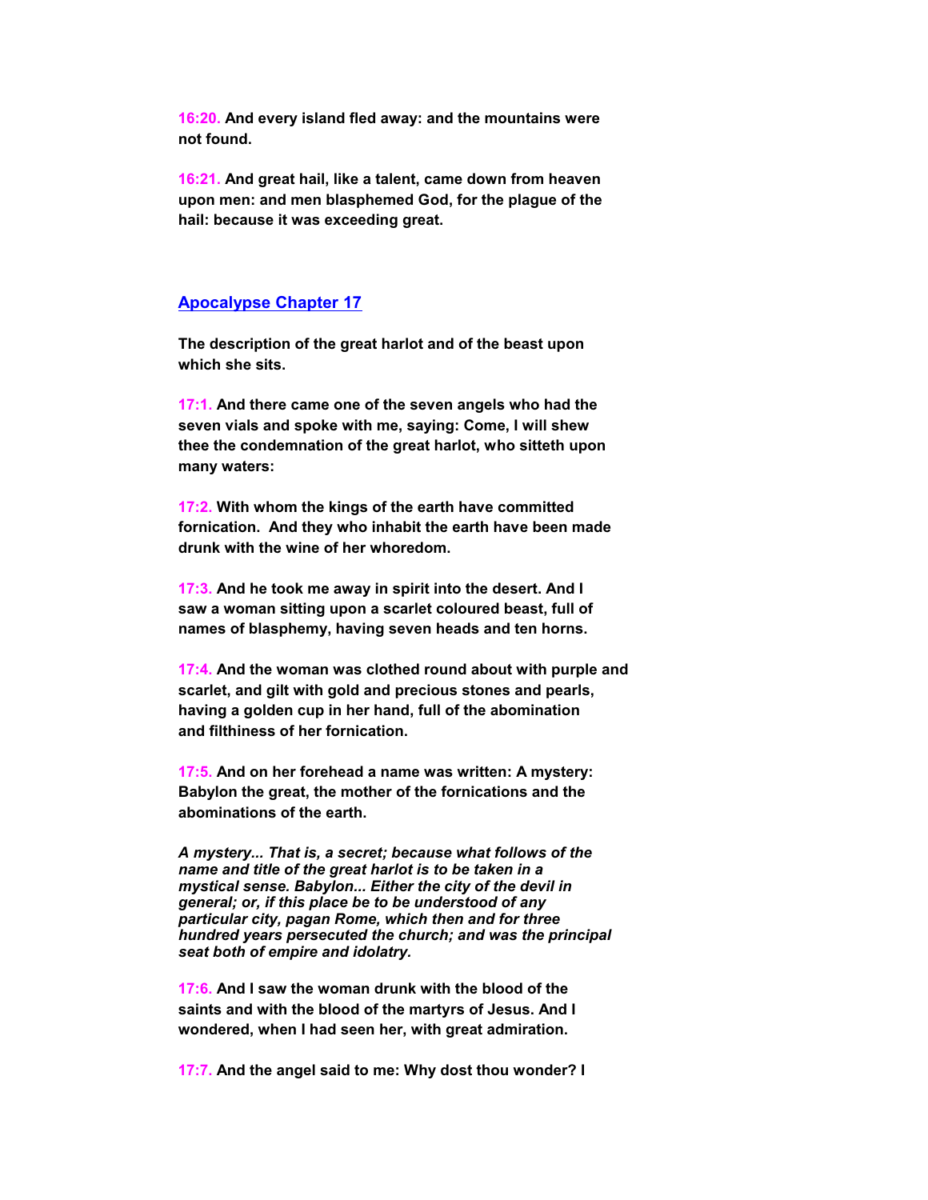**16:20.** **And every island fled away: and the mountains were not found.**

**16:21.** **And great hail, like a talent, came down from heaven upon men: and men blasphemed God, for the plague of the hail: because it was exceeding great.**

## Apocalypse Chapter 17

**The description of the great harlot and of the beast upon which she sits.**

**17:1.** **And there came one of the seven angels who had the seven vials and spoke with me, saying: Come, I will shew thee the condemnation of the great harlot, who sitteth upon many waters:**

**17:2.** **With whom the kings of the earth have committed fornication. And they who inhabit the earth have been made drunk with the wine of her whoredom.**

**17:3.** **And he took me away in spirit into the desert. And I saw a woman sitting upon a scarlet coloured beast, full of names of blasphemy, having seven heads and ten horns.**

**17:4.** **And the woman was clothed round about with purple and scarlet, and gilt with gold and precious stones and pearls, having a golden cup in her hand, full of the abomination and filthiness of her fornication.**

**17:5.** **And on her forehead a name was written: A mystery: Babylon the great, the mother of the fornications and the abominations of the earth.**

***A mystery... That is, a secret; because what follows of the name and title of the great harlot is to be taken in a mystical sense. Babylon... Either the city of the devil in general; or, if this place be to be understood of any particular city, pagan Rome, which then and for three hundred years persecuted the church; and was the principal seat both of empire and idolatry.***

**17:6.** **And I saw the woman drunk with the blood of the saints and with the blood of the martyrs of Jesus. And I wondered, when I had seen her, with great admiration.**

**17:7.** **And the angel said to me: Why dost thou wonder? I**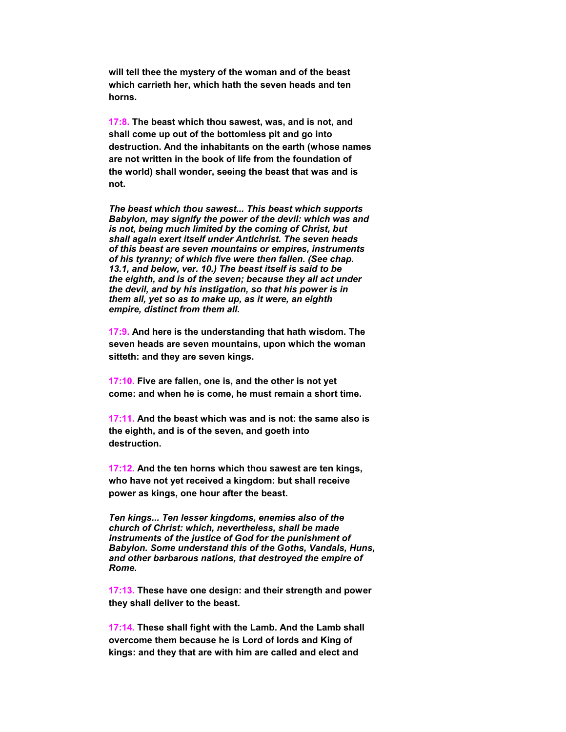**will tell thee the mystery of the woman and of the beast which carrieth her, which hath the seven heads and ten horns.**

**17:8. The beast which thou sawest, was, and is not, and shall come up out of the bottomless pit and go into destruction. And the inhabitants on the earth (whose names are not written in the book of life from the foundation of the world) shall wonder, seeing the beast that was and is not.**

***The beast which thou sawest... This beast which supports Babylon, may signify the power of the devil: which was and is not, being much limited by the coming of Christ, but shall again exert itself under Antichrist. The seven heads of this beast are seven mountains or empires, instruments of his tyranny; of which five were then fallen. (See chap. 13.1, and below, ver. 10.) The beast itself is said to be the eighth, and is of the seven; because they all act under the devil, and by his instigation, so that his power is in them all, yet so as to make up, as it were, an eighth empire, distinct from them all.***

**17:9. And here is the understanding that hath wisdom. The seven heads are seven mountains, upon which the woman sitteth: and they are seven kings.**

**17:10. Five are fallen, one is, and the other is not yet come: and when he is come, he must remain a short time.**

**17:11. And the beast which was and is not: the same also is the eighth, and is of the seven, and goeth into destruction.**

**17:12. And the ten horns which thou sawest are ten kings, who have not yet received a kingdom: but shall receive power as kings, one hour after the beast.**

***Ten kings... Ten lesser kingdoms, enemies also of the church of Christ: which, nevertheless, shall be made instruments of the justice of God for the punishment of Babylon. Some understand this of the Goths, Vandals, Huns, and other barbarous nations, that destroyed the empire of Rome.***

**17:13. These have one design: and their strength and power they shall deliver to the beast.**

**17:14. These shall fight with the Lamb. And the Lamb shall overcome them because he is Lord of lords and King of kings: and they that are with him are called and elect and**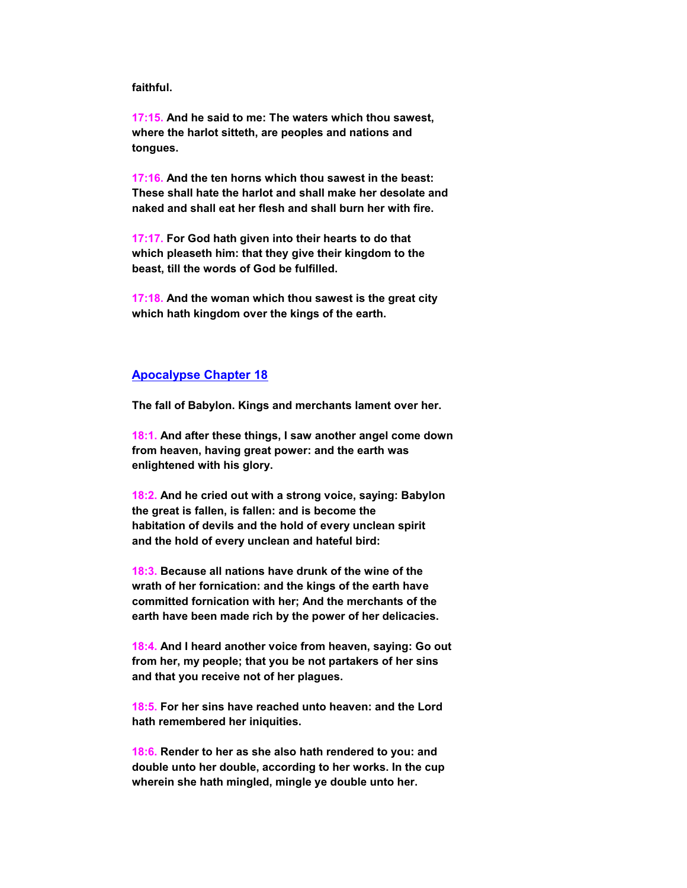**faithful.**

**17:15. And he said to me: The waters which thou sawest, where the harlot sitteth, are peoples and nations and tongues.**

**17:16. And the ten horns which thou sawest in the beast: These shall hate the harlot and shall make her desolate and naked and shall eat her flesh and shall burn her with fire.**

**17:17. For God hath given into their hearts to do that which pleaseth him: that they give their kingdom to the beast, till the words of God be fulfilled.**

**17:18. And the woman which thou sawest is the great city which hath kingdom over the kings of the earth.**

## Apocalypse Chapter 18

**The fall of Babylon. Kings and merchants lament over her.**

**18:1. And after these things, I saw another angel come down from heaven, having great power: and the earth was enlightened with his glory.**

**18:2. And he cried out with a strong voice, saying: Babylon the great is fallen, is fallen: and is become the habitation of devils and the hold of every unclean spirit and the hold of every unclean and hateful bird:**

**18:3. Because all nations have drunk of the wine of the wrath of her fornication: and the kings of the earth have committed fornication with her; And the merchants of the earth have been made rich by the power of her delicacies.**

**18:4. And I heard another voice from heaven, saying: Go out from her, my people; that you be not partakers of her sins and that you receive not of her plagues.**

**18:5. For her sins have reached unto heaven: and the Lord hath remembered her iniquities.**

**18:6. Render to her as she also hath rendered to you: and double unto her double, according to her works. In the cup wherein she hath mingled, mingle ye double unto her.**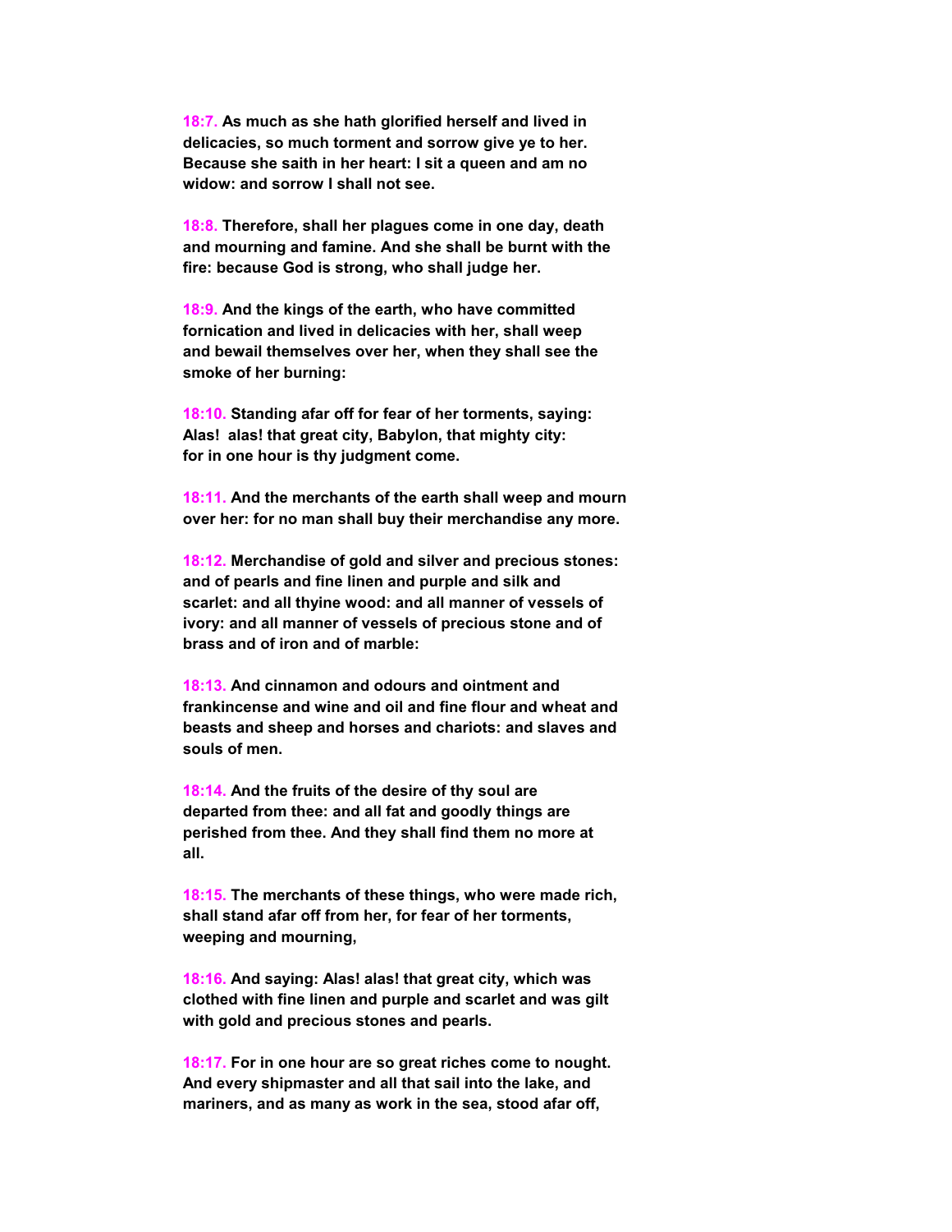**18:7.** **As much as she hath glorified herself and lived in delicacies, so much torment and sorrow give ye to her. Because she saith in her heart: I sit a queen and am no widow: and sorrow I shall not see.**

**18:8.** **Therefore, shall her plagues come in one day, death and mourning and famine. And she shall be burnt with the fire: because God is strong, who shall judge her.**

**18:9.** **And the kings of the earth, who have committed fornication and lived in delicacies with her, shall weep and bewail themselves over her, when they shall see the smoke of her burning:**

**18:10.** **Standing afar off for fear of her torments, saying: Alas! alas! that great city, Babylon, that mighty city: for in one hour is thy judgment come.**

**18:11.** **And the merchants of the earth shall weep and mourn over her: for no man shall buy their merchandise any more.**

**18:12.** **Merchandise of gold and silver and precious stones: and of pearls and fine linen and purple and silk and scarlet: and all thyine wood: and all manner of vessels of ivory: and all manner of vessels of precious stone and of brass and of iron and of marble:**

**18:13.** **And cinnamon and odours and ointment and frankincense and wine and oil and fine flour and wheat and beasts and sheep and horses and chariots: and slaves and souls of men.**

**18:14.** **And the fruits of the desire of thy soul are departed from thee: and all fat and goodly things are perished from thee. And they shall find them no more at all.**

**18:15.** **The merchants of these things, who were made rich, shall stand afar off from her, for fear of her torments, weeping and mourning,**

**18:16.** **And saying: Alas! alas! that great city, which was clothed with fine linen and purple and scarlet and was gilt with gold and precious stones and pearls.**

**18:17.** **For in one hour are so great riches come to nought. And every shipmaster and all that sail into the lake, and mariners, and as many as work in the sea, stood afar off,**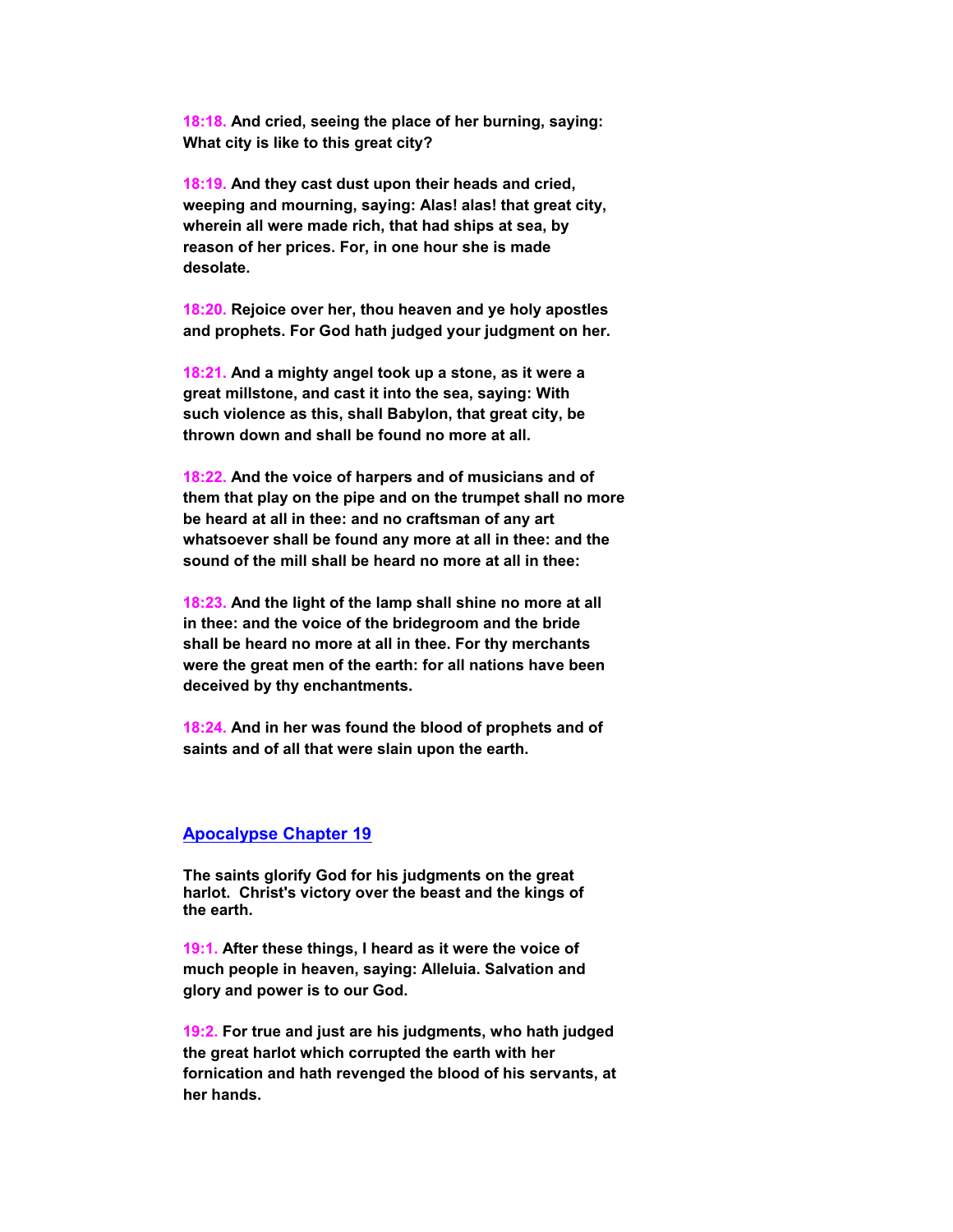**18:18. And cried, seeing the place of her burning, saying: What city is like to this great city?**

**18:19. And they cast dust upon their heads and cried, weeping and mourning, saying: Alas! alas! that great city, wherein all were made rich, that had ships at sea, by reason of her prices. For, in one hour she is made desolate.**

**18:20. Rejoice over her, thou heaven and ye holy apostles and prophets. For God hath judged your judgment on her.**

**18:21. And a mighty angel took up a stone, as it were a great millstone, and cast it into the sea, saying: With such violence as this, shall Babylon, that great city, be thrown down and shall be found no more at all.**

**18:22. And the voice of harpers and of musicians and of them that play on the pipe and on the trumpet shall no more be heard at all in thee: and no craftsman of any art whatsoever shall be found any more at all in thee: and the sound of the mill shall be heard no more at all in thee:**

**18:23. And the light of the lamp shall shine no more at all in thee: and the voice of the bridegroom and the bride shall be heard no more at all in thee. For thy merchants were the great men of the earth: for all nations have been deceived by thy enchantments.**

**18:24. And in her was found the blood of prophets and of saints and of all that were slain upon the earth.**

## Apocalypse Chapter 19

**The saints glorify God for his judgments on the great harlot. Christ's victory over the beast and the kings of the earth.**

**19:1. After these things, I heard as it were the voice of much people in heaven, saying: Alleluia. Salvation and glory and power is to our God.**

**19:2. For true and just are his judgments, who hath judged the great harlot which corrupted the earth with her fornication and hath revenged the blood of his servants, at her hands.**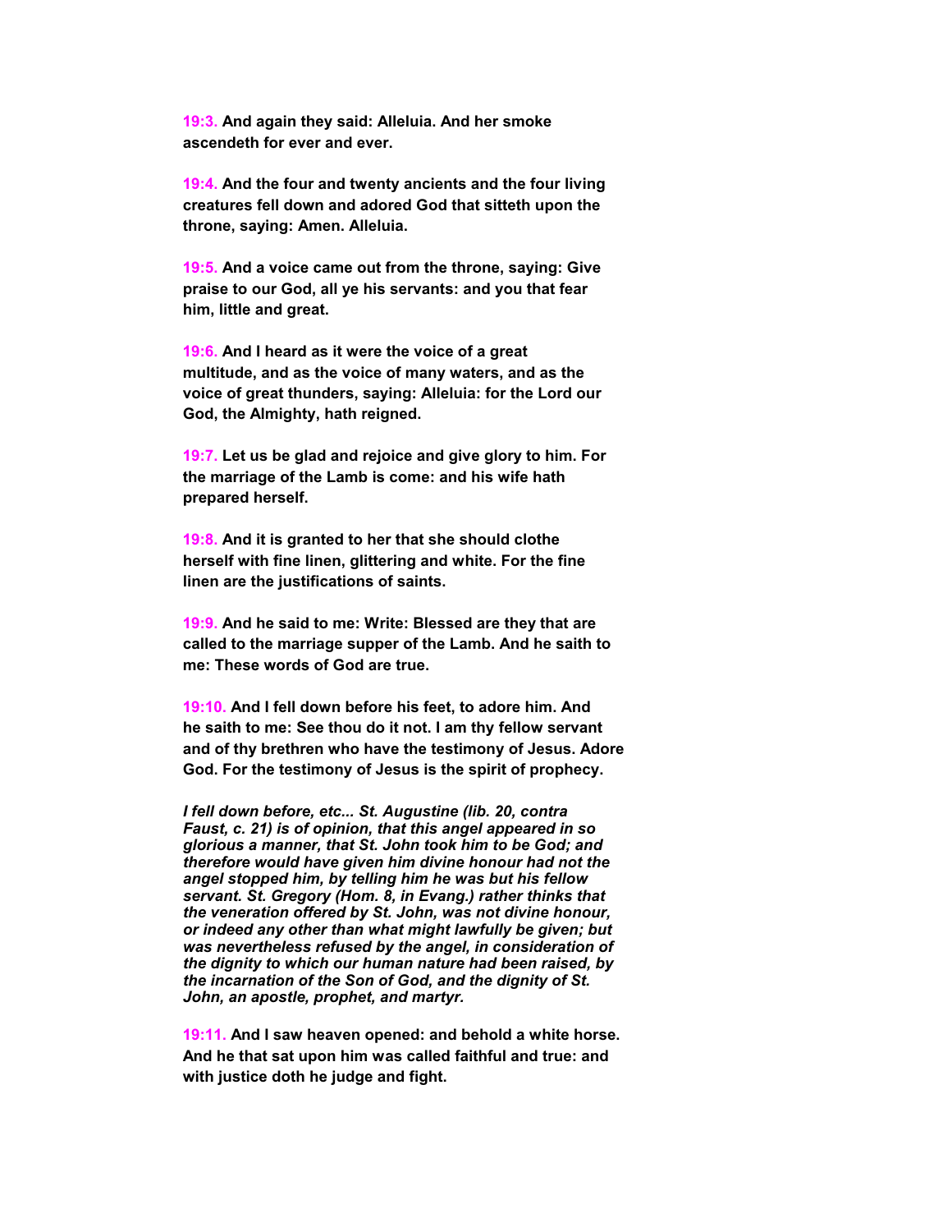**19:3. And again they said: Alleluia. And her smoke ascendeth for ever and ever.**

**19:4. And the four and twenty ancients and the four living creatures fell down and adored God that sitteth upon the throne, saying: Amen. Alleluia.**

**19:5. And a voice came out from the throne, saying: Give praise to our God, all ye his servants: and you that fear him, little and great.**

**19:6. And I heard as it were the voice of a great multitude, and as the voice of many waters, and as the voice of great thunders, saying: Alleluia: for the Lord our God, the Almighty, hath reigned.**

**19:7. Let us be glad and rejoice and give glory to him. For the marriage of the Lamb is come: and his wife hath prepared herself.**

**19:8. And it is granted to her that she should clothe herself with fine linen, glittering and white. For the fine linen are the justifications of saints.**

**19:9. And he said to me: Write: Blessed are they that are called to the marriage supper of the Lamb. And he saith to me: These words of God are true.**

**19:10. And I fell down before his feet, to adore him. And he saith to me: See thou do it not. I am thy fellow servant and of thy brethren who have the testimony of Jesus. Adore God. For the testimony of Jesus is the spirit of prophecy.**

***I fell down before, etc... St. Augustine (lib. 20, contra Faust, c. 21) is of opinion, that this angel appeared in so glorious a manner, that St. John took him to be God; and therefore would have given him divine honour had not the angel stopped him, by telling him he was but his fellow servant. St. Gregory (Hom. 8, in Evang.) rather thinks that the veneration offered by St. John, was not divine honour, or indeed any other than what might lawfully be given; but was nevertheless refused by the angel, in consideration of the dignity to which our human nature had been raised, by the incarnation of the Son of God, and the dignity of St. John, an apostle, prophet, and martyr.***

**19:11. And I saw heaven opened: and behold a white horse. And he that sat upon him was called faithful and true: and with justice doth he judge and fight.**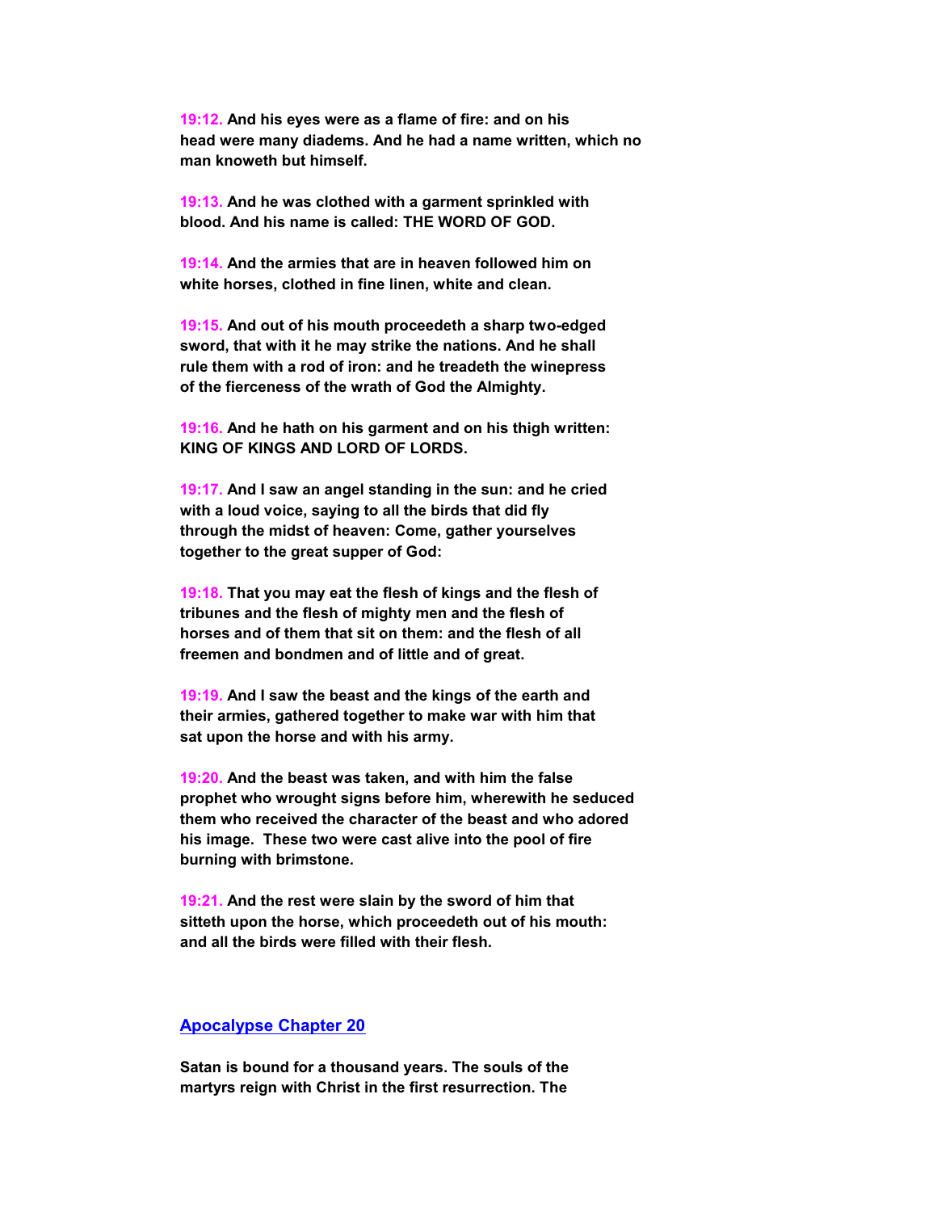**19:12. And his eyes were as a flame of fire: and on his head were many diadems. And he had a name written, which no man knoweth but himself.**

**19:13. And he was clothed with a garment sprinkled with blood. And his name is called: THE WORD OF GOD.**

**19:14. And the armies that are in heaven followed him on white horses, clothed in fine linen, white and clean.**

**19:15. And out of his mouth proceedeth a sharp two-edged sword, that with it he may strike the nations. And he shall rule them with a rod of iron: and he treadeth the winepress of the fierceness of the wrath of God the Almighty.**

**19:16. And he hath on his garment and on his thigh written: KING OF KINGS AND LORD OF LORDS.**

**19:17. And I saw an angel standing in the sun: and he cried with a loud voice, saying to all the birds that did fly through the midst of heaven: Come, gather yourselves together to the great supper of God:**

**19:18. That you may eat the flesh of kings and the flesh of tribunes and the flesh of mighty men and the flesh of horses and of them that sit on them: and the flesh of all freemen and bondmen and of little and of great.**

**19:19. And I saw the beast and the kings of the earth and their armies, gathered together to make war with him that sat upon the horse and with his army.**

**19:20. And the beast was taken, and with him the false prophet who wrought signs before him, wherewith he seduced them who received the character of the beast and who adored his image. These two were cast alive into the pool of fire burning with brimstone.**

**19:21. And the rest were slain by the sword of him that sitteth upon the horse, which proceedeth out of his mouth: and all the birds were filled with their flesh.**

## Apocalypse Chapter 20

**Satan is bound for a thousand years. The souls of the martyrs reign with Christ in the first resurrection. The**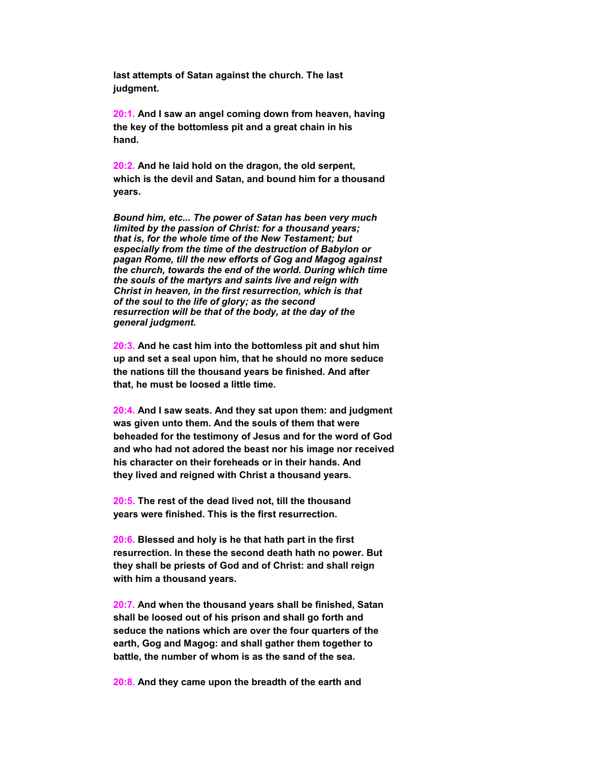**last attempts of Satan against the church. The last judgment.**

**20:1. And I saw an angel coming down from heaven, having the key of the bottomless pit and a great chain in his hand.**

**20:2. And he laid hold on the dragon, the old serpent, which is the devil and Satan, and bound him for a thousand years.**

***Bound him, etc... The power of Satan has been very much limited by the passion of Christ: for a thousand years; that is, for the whole time of the New Testament; but especially from the time of the destruction of Babylon or pagan Rome, till the new efforts of Gog and Magog against the church, towards the end of the world. During which time the souls of the martyrs and saints live and reign with Christ in heaven, in the first resurrection, which is that of the soul to the life of glory; as the second resurrection will be that of the body, at the day of the general judgment.***

**20:3. And he cast him into the bottomless pit and shut him up and set a seal upon him, that he should no more seduce the nations till the thousand years be finished. And after that, he must be loosed a little time.**

**20:4. And I saw seats. And they sat upon them: and judgment was given unto them. And the souls of them that were beheaded for the testimony of Jesus and for the word of God and who had not adored the beast nor his image nor received his character on their foreheads or in their hands. And they lived and reigned with Christ a thousand years.**

**20:5. The rest of the dead lived not, till the thousand years were finished. This is the first resurrection.**

**20:6. Blessed and holy is he that hath part in the first resurrection. In these the second death hath no power. But they shall be priests of God and of Christ: and shall reign with him a thousand years.**

**20:7. And when the thousand years shall be finished, Satan shall be loosed out of his prison and shall go forth and seduce the nations which are over the four quarters of the earth, Gog and Magog: and shall gather them together to battle, the number of whom is as the sand of the sea.**

**20:8. And they came upon the breadth of the earth and**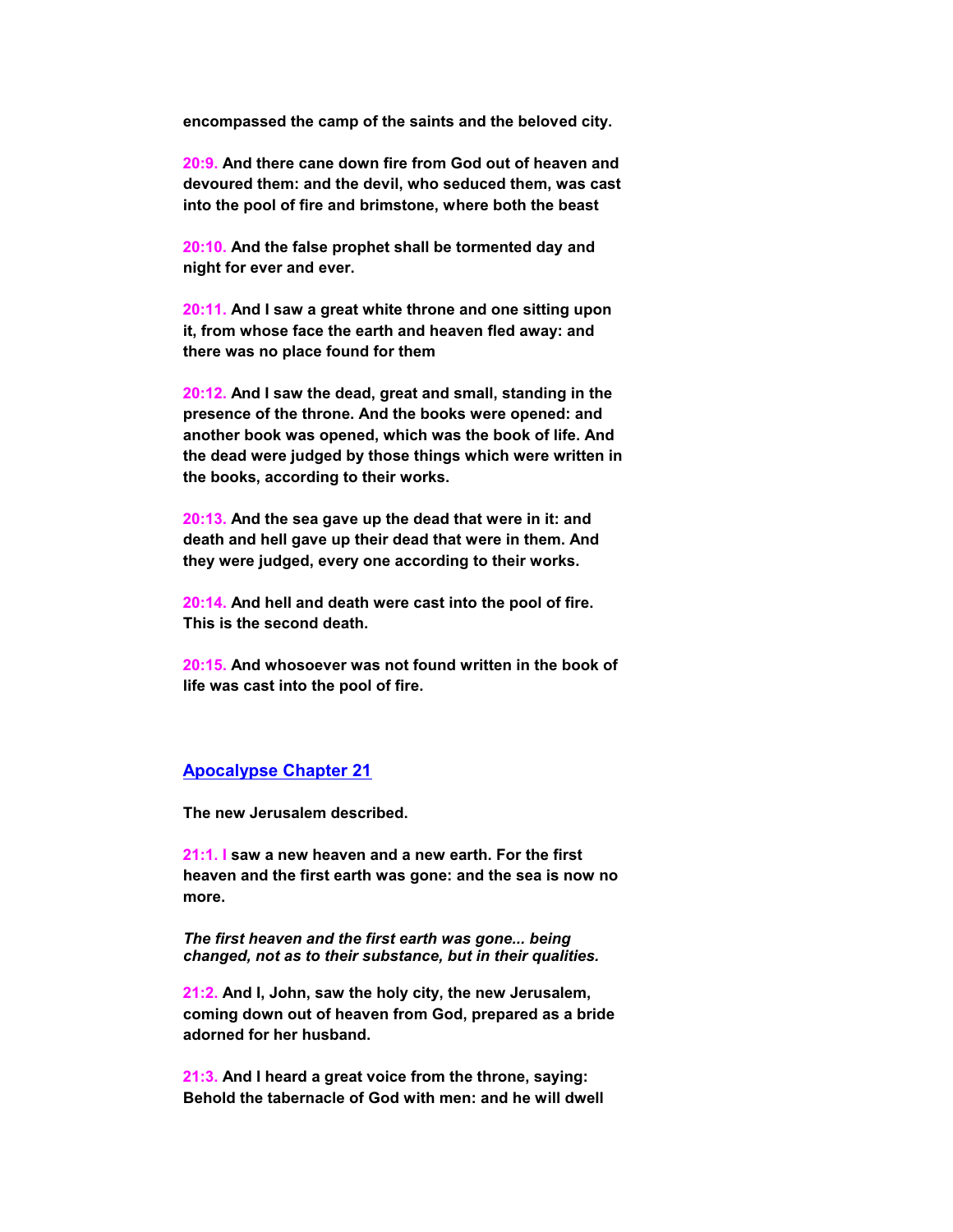**encompassed the camp of the saints and the beloved city.**

**20:9. And there cane down fire from God out of heaven and devoured them: and the devil, who seduced them, was cast into the pool of fire and brimstone, where both the beast**

**20:10. And the false prophet shall be tormented day and night for ever and ever.**

**20:11. And I saw a great white throne and one sitting upon it, from whose face the earth and heaven fled away: and there was no place found for them**

**20:12. And I saw the dead, great and small, standing in the presence of the throne. And the books were opened: and another book was opened, which was the book of life. And the dead were judged by those things which were written in the books, according to their works.**

**20:13. And the sea gave up the dead that were in it: and death and hell gave up their dead that were in them. And they were judged, every one according to their works.**

**20:14. And hell and death were cast into the pool of fire. This is the second death.**

**20:15. And whosoever was not found written in the book of life was cast into the pool of fire.**

## Apocalypse Chapter 21

**The new Jerusalem described.**

**21:1. I saw a new heaven and a new earth. For the first heaven and the first earth was gone: and the sea is now no more.**

***The first heaven and the first earth was gone... being changed, not as to their substance, but in their qualities.***

**21:2. And I, John, saw the holy city, the new Jerusalem, coming down out of heaven from God, prepared as a bride adorned for her husband.**

**21:3. And I heard a great voice from the throne, saying: Behold the tabernacle of God with men: and he will dwell**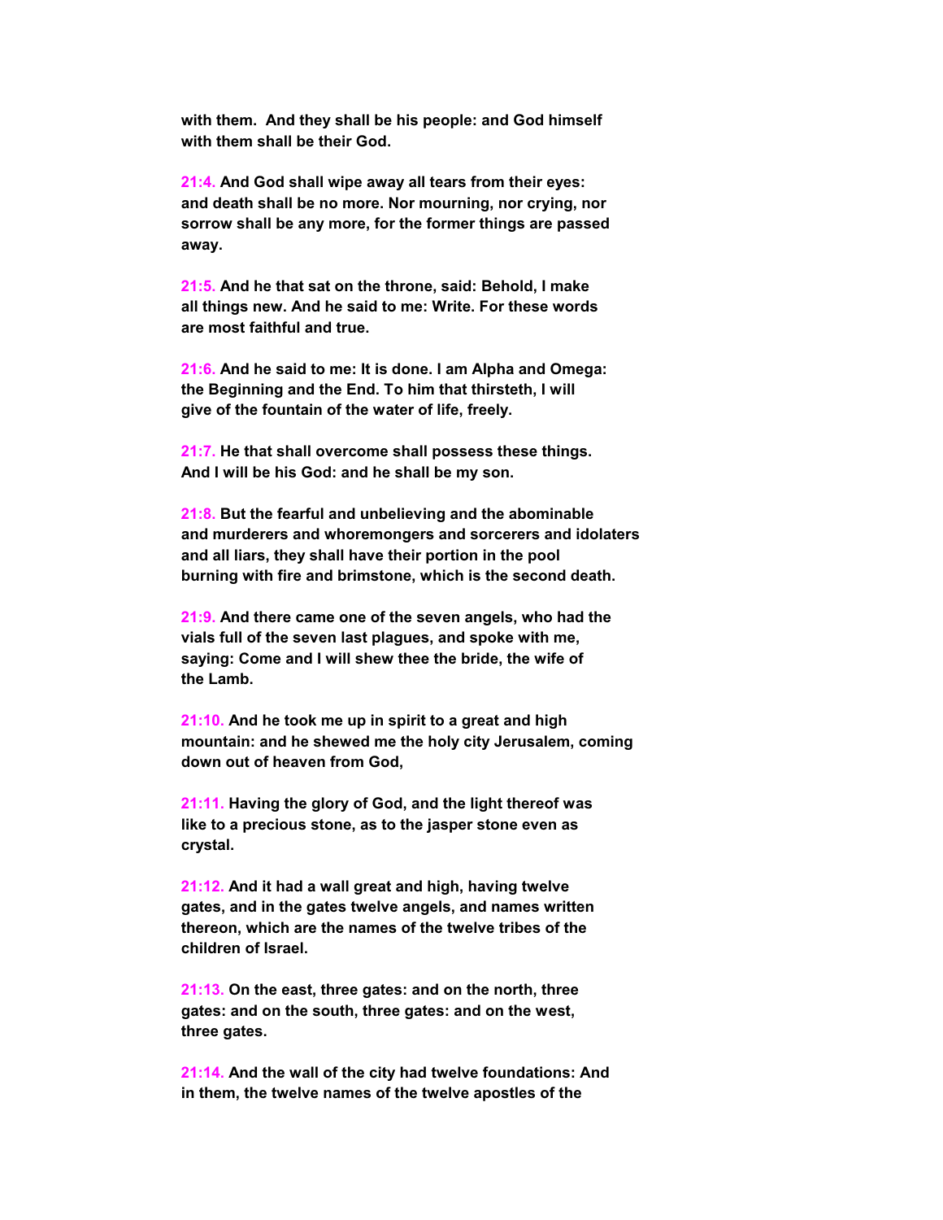**with them. And they shall be his people: and God himself with them shall be their God.**

**21:4. And God shall wipe away all tears from their eyes: and death shall be no more. Nor mourning, nor crying, nor sorrow shall be any more, for the former things are passed away.**

**21:5. And he that sat on the throne, said: Behold, I make all things new. And he said to me: Write. For these words are most faithful and true.**

**21:6. And he said to me: It is done. I am Alpha and Omega: the Beginning and the End. To him that thirsteth, I will give of the fountain of the water of life, freely.**

**21:7. He that shall overcome shall possess these things. And I will be his God: and he shall be my son.**

**21:8. But the fearful and unbelieving and the abominable and murderers and whoremongers and sorcerers and idolaters and all liars, they shall have their portion in the pool burning with fire and brimstone, which is the second death.**

**21:9. And there came one of the seven angels, who had the vials full of the seven last plagues, and spoke with me, saying: Come and I will shew thee the bride, the wife of the Lamb.**

**21:10. And he took me up in spirit to a great and high mountain: and he shewed me the holy city Jerusalem, coming down out of heaven from God,**

**21:11. Having the glory of God, and the light thereof was like to a precious stone, as to the jasper stone even as crystal.**

**21:12. And it had a wall great and high, having twelve gates, and in the gates twelve angels, and names written thereon, which are the names of the twelve tribes of the children of Israel.**

**21:13. On the east, three gates: and on the north, three gates: and on the south, three gates: and on the west, three gates.**

**21:14. And the wall of the city had twelve foundations: And in them, the twelve names of the twelve apostles of the**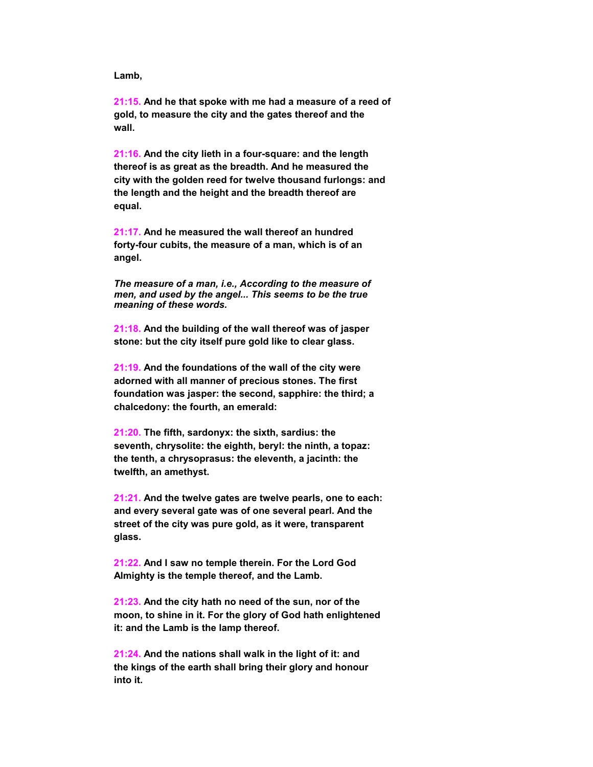**Lamb,**

**21:15. And he that spoke with me had a measure of a reed of gold, to measure the city and the gates thereof and the wall.**

**21:16. And the city lieth in a four-square: and the length thereof is as great as the breadth. And he measured the city with the golden reed for twelve thousand furlongs: and the length and the height and the breadth thereof are equal.**

**21:17. And he measured the wall thereof an hundred forty-four cubits, the measure of a man, which is of an angel.**

***The measure of a man, i.e., According to the measure of men, and used by the angel... This seems to be the true meaning of these words.***

**21:18. And the building of the wall thereof was of jasper stone: but the city itself pure gold like to clear glass.**

**21:19. And the foundations of the wall of the city were adorned with all manner of precious stones. The first foundation was jasper: the second, sapphire: the third; a chalcedony: the fourth, an emerald:**

**21:20. The fifth, sardonyx: the sixth, sardius: the seventh, chrysolite: the eighth, beryl: the ninth, a topaz: the tenth, a chrysoprasus: the eleventh, a jacinth: the twelfth, an amethyst.**

**21:21. And the twelve gates are twelve pearls, one to each: and every several gate was of one several pearl. And the street of the city was pure gold, as it were, transparent glass.**

**21:22. And I saw no temple therein. For the Lord God Almighty is the temple thereof, and the Lamb.**

**21:23. And the city hath no need of the sun, nor of the moon, to shine in it. For the glory of God hath enlightened it: and the Lamb is the lamp thereof.**

**21:24. And the nations shall walk in the light of it: and the kings of the earth shall bring their glory and honour into it.**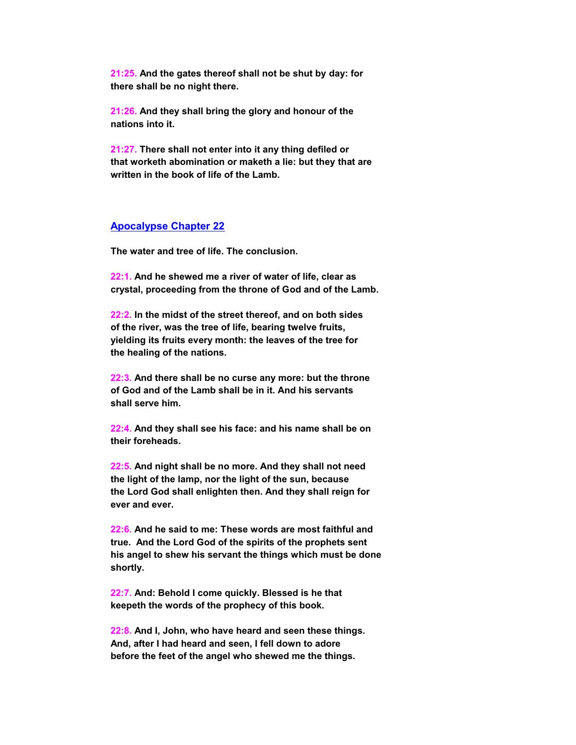**21:25.** **And the gates thereof shall not be shut by day: for there shall be no night there.**

**21:26.** **And they shall bring the glory and honour of the nations into it.**

**21:27.** **There shall not enter into it any thing defiled or that worketh abomination or maketh a lie: but they that are written in the book of life of the Lamb.**

## Apocalypse Chapter 22

**The water and tree of life. The conclusion.**

**22:1.** **And he shewed me a river of water of life, clear as crystal, proceeding from the throne of God and of the Lamb.**

**22:2.** **In the midst of the street thereof, and on both sides of the river, was the tree of life, bearing twelve fruits, yielding its fruits every month: the leaves of the tree for the healing of the nations.**

**22:3.** **And there shall be no curse any more: but the throne of God and of the Lamb shall be in it. And his servants shall serve him.**

**22:4.** **And they shall see his face: and his name shall be on their foreheads.**

**22:5.** **And night shall be no more. And they shall not need the light of the lamp, nor the light of the sun, because the Lord God shall enlighten then. And they shall reign for ever and ever.**

**22:6.** **And he said to me: These words are most faithful and true. And the Lord God of the spirits of the prophets sent his angel to shew his servant the things which must be done shortly.**

**22:7.** **And: Behold I come quickly. Blessed is he that keepeth the words of the prophecy of this book.**

**22:8.** **And I, John, who have heard and seen these things. And, after I had heard and seen, I fell down to adore before the feet of the angel who shewed me the things.**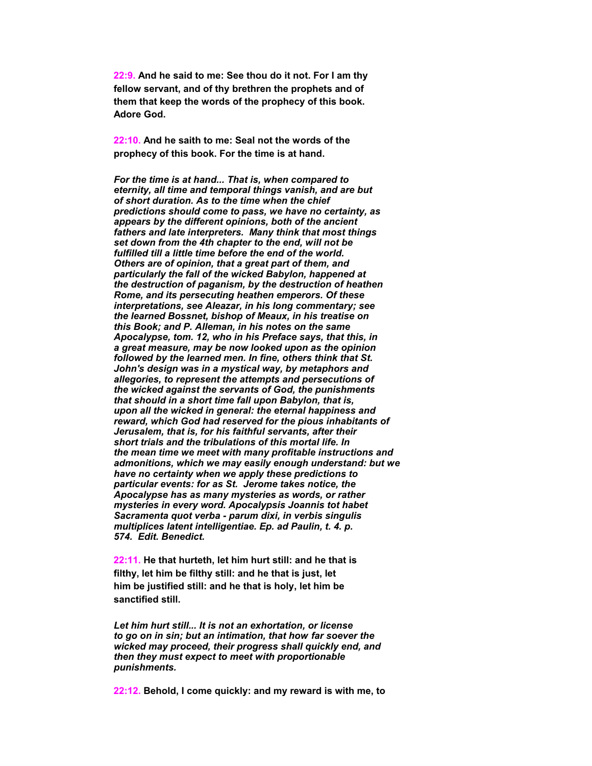**22:9. And he said to me: See thou do it not. For I am thy fellow servant, and of thy brethren the prophets and of them that keep the words of the prophecy of this book. Adore God.**

**22:10. And he saith to me: Seal not the words of the prophecy of this book. For the time is at hand.**

***For the time is at hand... That is, when compared to eternity, all time and temporal things vanish, and are but of short duration. As to the time when the chief predictions should come to pass, we have no certainty, as appears by the different opinions, both of the ancient fathers and late interpreters. Many think that most things set down from the 4th chapter to the end, will not be fulfilled till a little time before the end of the world. Others are of opinion, that a great part of them, and particularly the fall of the wicked Babylon, happened at the destruction of paganism, by the destruction of heathen Rome, and its persecuting heathen emperors. Of these interpretations, see Aleazar, in his long commentary; see the learned Bossnet, bishop of Meaux, in his treatise on this Book; and P. Alleman, in his notes on the same Apocalypse, tom. 12, who in his Preface says, that this, in a great measure, may be now looked upon as the opinion followed by the learned men. In fine, others think that St. John's design was in a mystical way, by metaphors and allegories, to represent the attempts and persecutions of the wicked against the servants of God, the punishments that should in a short time fall upon Babylon, that is, upon all the wicked in general: the eternal happiness and reward, which God had reserved for the pious inhabitants of Jerusalem, that is, for his faithful servants, after their short trials and the tribulations of this mortal life. In the mean time we meet with many profitable instructions and admonitions, which we may easily enough understand: but we have no certainty when we apply these predictions to particular events: for as St. Jerome takes notice, the Apocalypse has as many mysteries as words, or rather mysteries in every word. Apocalypsis Joannis tot habet Sacramenta quot verba - parum dixi, in verbis singulis multiplices latent intelligentiae. Ep. ad Paulin, t. 4. p. 574. Edit. Benedict.***

**22:11. He that hurteth, let him hurt still: and he that is filthy, let him be filthy still: and he that is just, let him be justified still: and he that is holy, let him be sanctified still.**

***Let him hurt still... It is not an exhortation, or license to go on in sin; but an intimation, that how far soever the wicked may proceed, their progress shall quickly end, and then they must expect to meet with proportionable punishments.***

**22:12. Behold, I come quickly: and my reward is with me, to**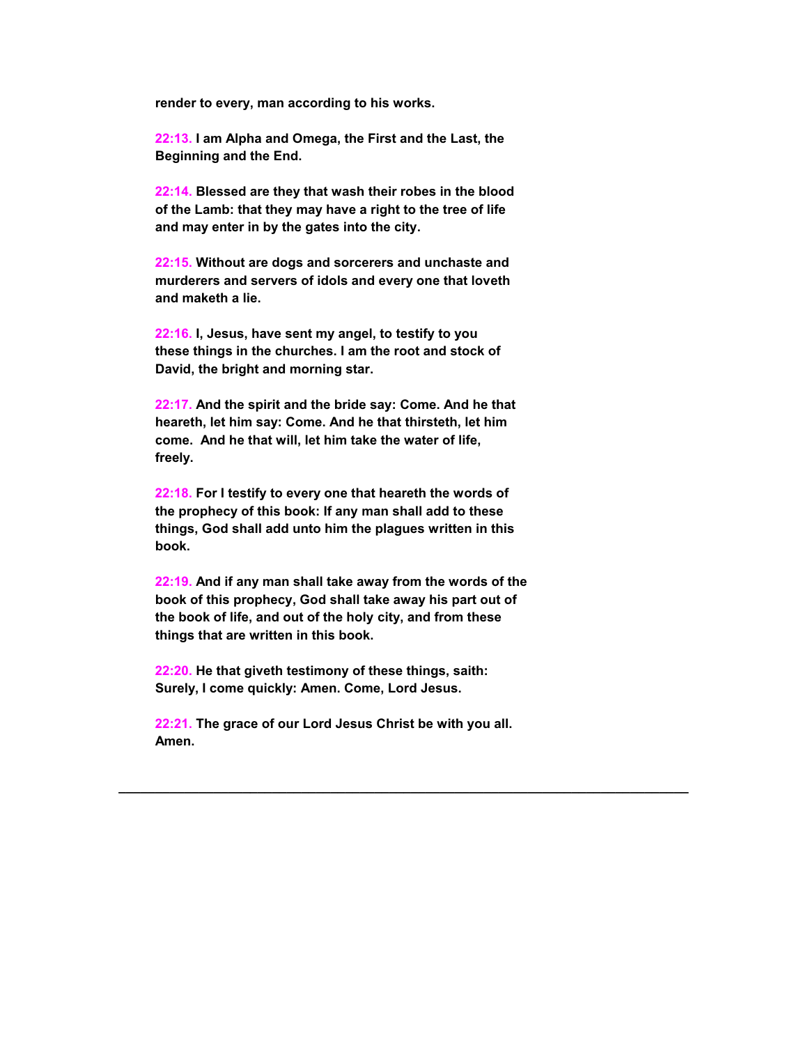**render to every, man according to his works.**

**22:13. I am Alpha and Omega, the First and the Last, the Beginning and the End.**

**22:14. Blessed are they that wash their robes in the blood of the Lamb: that they may have a right to the tree of life and may enter in by the gates into the city.**

**22:15. Without are dogs and sorcerers and unchaste and murderers and servers of idols and every one that loveth and maketh a lie.**

**22:16. I, Jesus, have sent my angel, to testify to you these things in the churches. I am the root and stock of David, the bright and morning star.**

**22:17. And the spirit and the bride say: Come. And he that heareth, let him say: Come. And he that thirsteth, let him come. And he that will, let him take the water of life, freely.**

**22:18. For I testify to every one that heareth the words of the prophecy of this book: If any man shall add to these things, God shall add unto him the plagues written in this book.**

**22:19. And if any man shall take away from the words of the book of this prophecy, God shall take away his part out of the book of life, and out of the holy city, and from these things that are written in this book.**

**22:20. He that giveth testimony of these things, saith: Surely, I come quickly: Amen. Come, Lord Jesus.**

**22:21. The grace of our Lord Jesus Christ be with you all. Amen.**

---